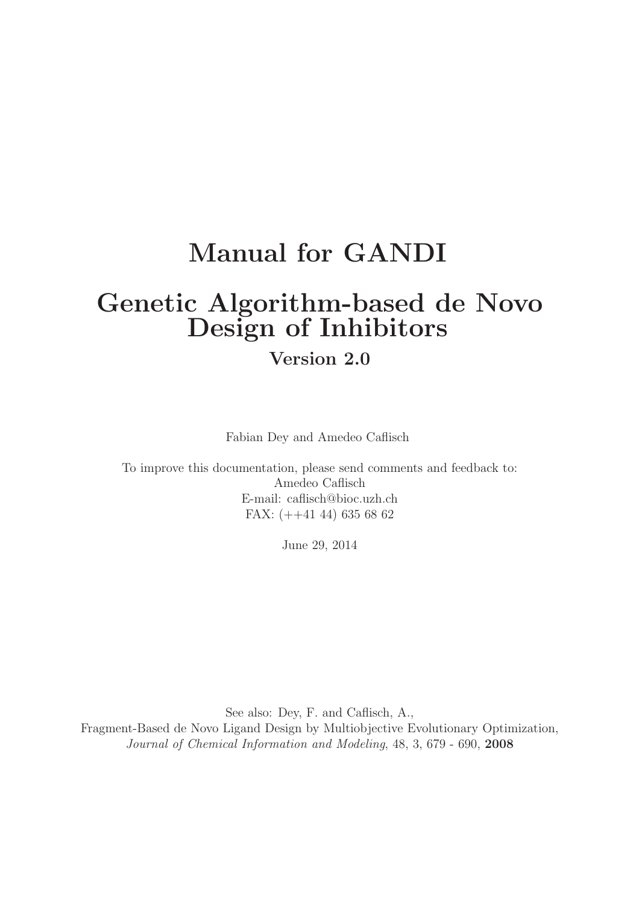# Manual for GANDI

# Genetic Algorithm-based de Novo Design of Inhibitors

**Version 2.0**

Fabian Dey and Amedeo Caflisch

To improve this documentation, please send comments and feedback to:
Amedeo Caflisch
E-mail: caflisch@bioc.uzh.ch
FAX: (++41 44) 635 68 62

June 29, 2014

See also: Dey, F. and Caflisch, A.,
Fragment-Based de Novo Ligand Design by Multiobjective Evolutionary Optimization,
*Journal of Chemical Information and Modeling*, 48, 3, 679 - 690, **2008**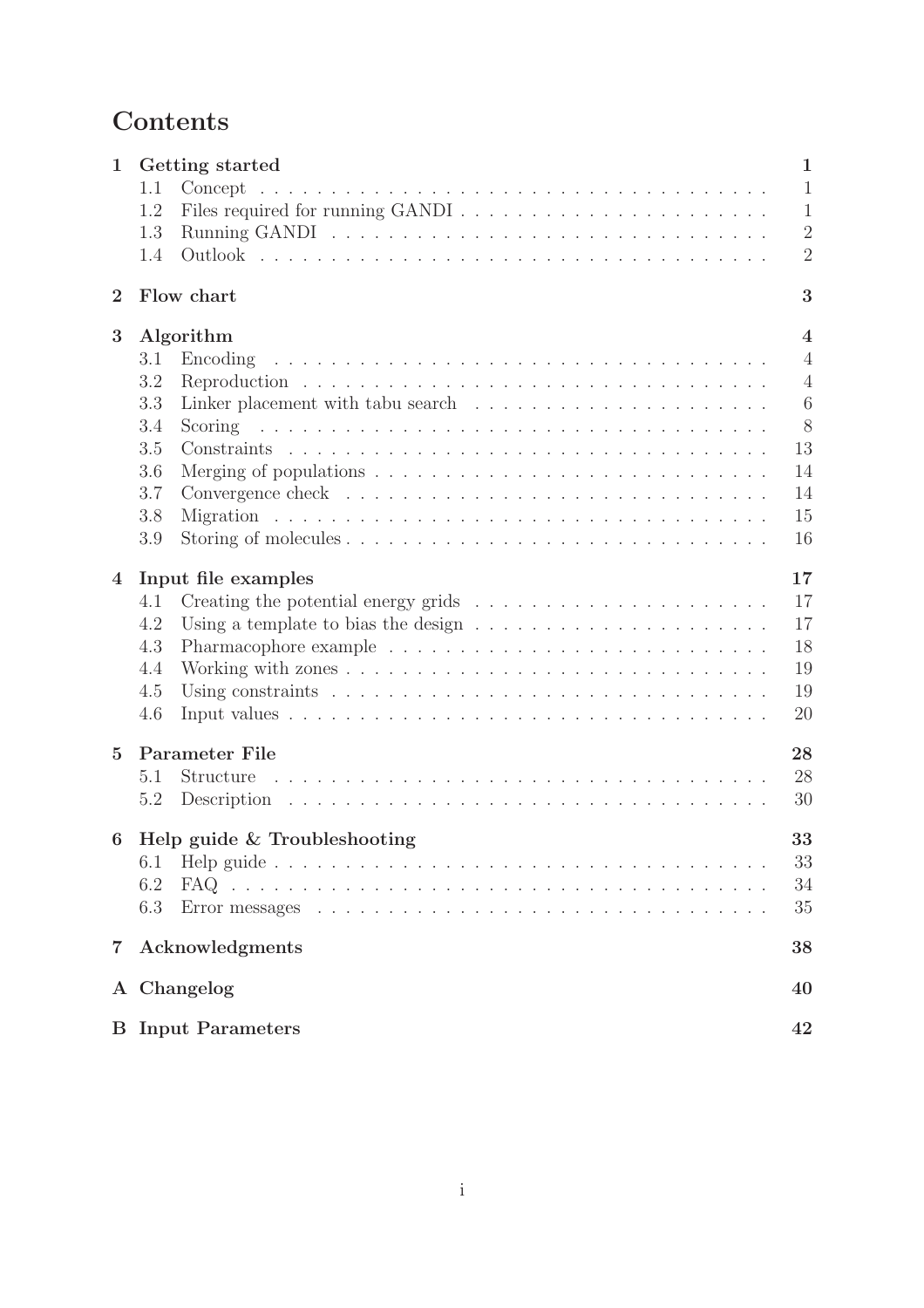# Contents

**1 Getting started** — **1**
- 1.1 Concept — 1
- 1.2 Files required for running GANDI — 1
- 1.3 Running GANDI — 2
- 1.4 Outlook — 2

**2 Flow chart** — **3**

**3 Algorithm** — **4**
- 3.1 Encoding — 4
- 3.2 Reproduction — 4
- 3.3 Linker placement with tabu search — 6
- 3.4 Scoring — 8
- 3.5 Constraints — 13
- 3.6 Merging of populations — 14
- 3.7 Convergence check — 14
- 3.8 Migration — 15
- 3.9 Storing of molecules — 16

**4 Input file examples** — **17**
- 4.1 Creating the potential energy grids — 17
- 4.2 Using a template to bias the design — 17
- 4.3 Pharmacophore example — 18
- 4.4 Working with zones — 19
- 4.5 Using constraints — 19
- 4.6 Input values — 20

**5 Parameter File** — **28**
- 5.1 Structure — 28
- 5.2 Description — 30

**6 Help guide & Troubleshooting** — **33**
- 6.1 Help guide — 33
- 6.2 FAQ — 34
- 6.3 Error messages — 35

**7 Acknowledgments** — **38**

**A Changelog** — **40**

**B Input Parameters** — **42**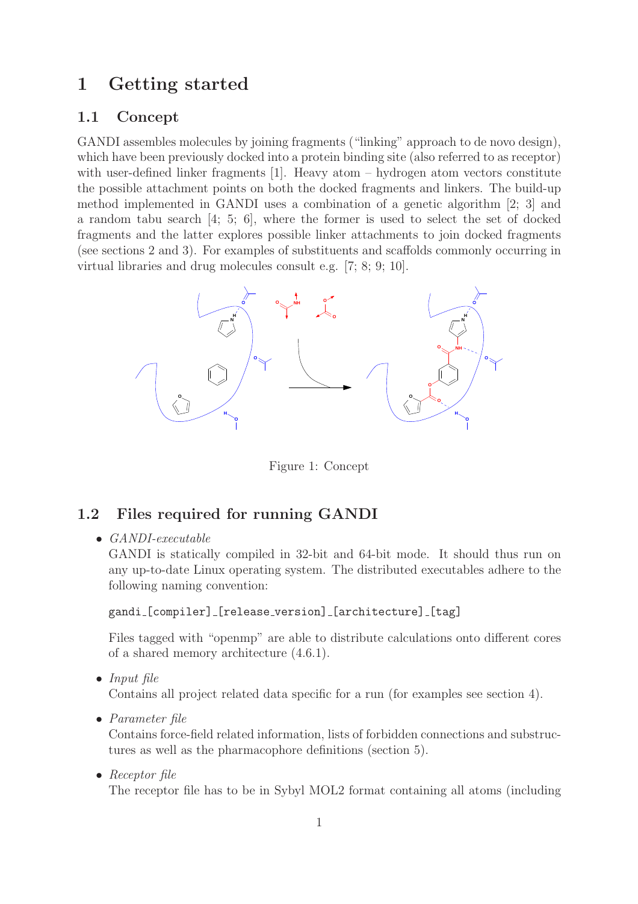# 1 Getting started

## 1.1 Concept

GANDI assembles molecules by joining fragments ("linking" approach to de novo design), which have been previously docked into a protein binding site (also referred to as receptor) with user-defined linker fragments [1]. Heavy atom – hydrogen atom vectors constitute the possible attachment points on both the docked fragments and linkers. The build-up method implemented in GANDI uses a combination of a genetic algorithm [2; 3] and a random tabu search [4; 5; 6], where the former is used to select the set of docked fragments and the latter explores possible linker attachments to join docked fragments (see sections 2 and 3). For examples of substituents and scaffolds commonly occurring in virtual libraries and drug molecules consult e.g. [7; 8; 9; 10].

Figure 1: Concept

## 1.2 Files required for running GANDI

- *GANDI-executable*
  GANDI is statically compiled in 32-bit and 64-bit mode. It should thus run on any up-to-date Linux operating system. The distributed executables adhere to the following naming convention:

  `gandi_[compiler]_[release_version]_[architecture]_[tag]`

  Files tagged with "openmp" are able to distribute calculations onto different cores of a shared memory architecture (4.6.1).

- *Input file*
  Contains all project related data specific for a run (for examples see section 4).

- *Parameter file*
  Contains force-field related information, lists of forbidden connections and substructures as well as the pharmacophore definitions (section 5).

- *Receptor file*
  The receptor file has to be in Sybyl MOL2 format containing all atoms (including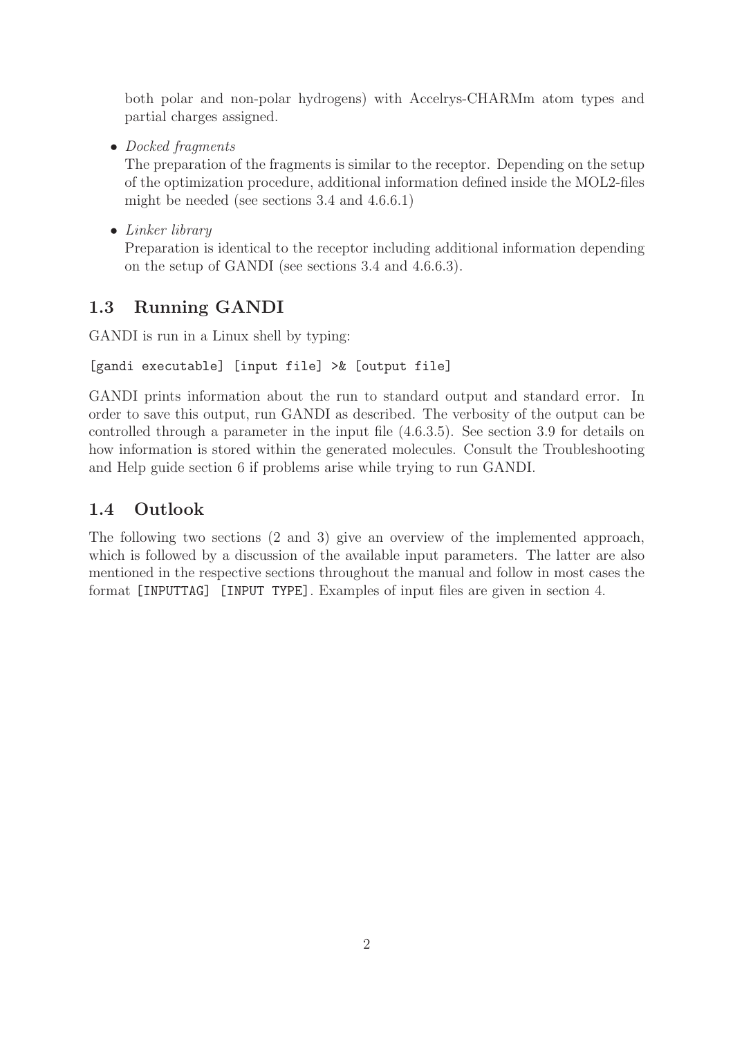both polar and non-polar hydrogens) with Accelrys-CHARMm atom types and partial charges assigned.

- *Docked fragments*
  The preparation of the fragments is similar to the receptor. Depending on the setup of the optimization procedure, additional information defined inside the MOL2-files might be needed (see sections 3.4 and 4.6.6.1)
- *Linker library*
  Preparation is identical to the receptor including additional information depending on the setup of GANDI (see sections 3.4 and 4.6.6.3).

## 1.3 Running GANDI

GANDI is run in a Linux shell by typing:

```
[gandi executable] [input file] >& [output file]
```

GANDI prints information about the run to standard output and standard error. In order to save this output, run GANDI as described. The verbosity of the output can be controlled through a parameter in the input file (4.6.3.5). See section 3.9 for details on how information is stored within the generated molecules. Consult the Troubleshooting and Help guide section 6 if problems arise while trying to run GANDI.

## 1.4 Outlook

The following two sections (2 and 3) give an overview of the implemented approach, which is followed by a discussion of the available input parameters. The latter are also mentioned in the respective sections throughout the manual and follow in most cases the format `[INPUTTAG] [INPUT TYPE]`. Examples of input files are given in section 4.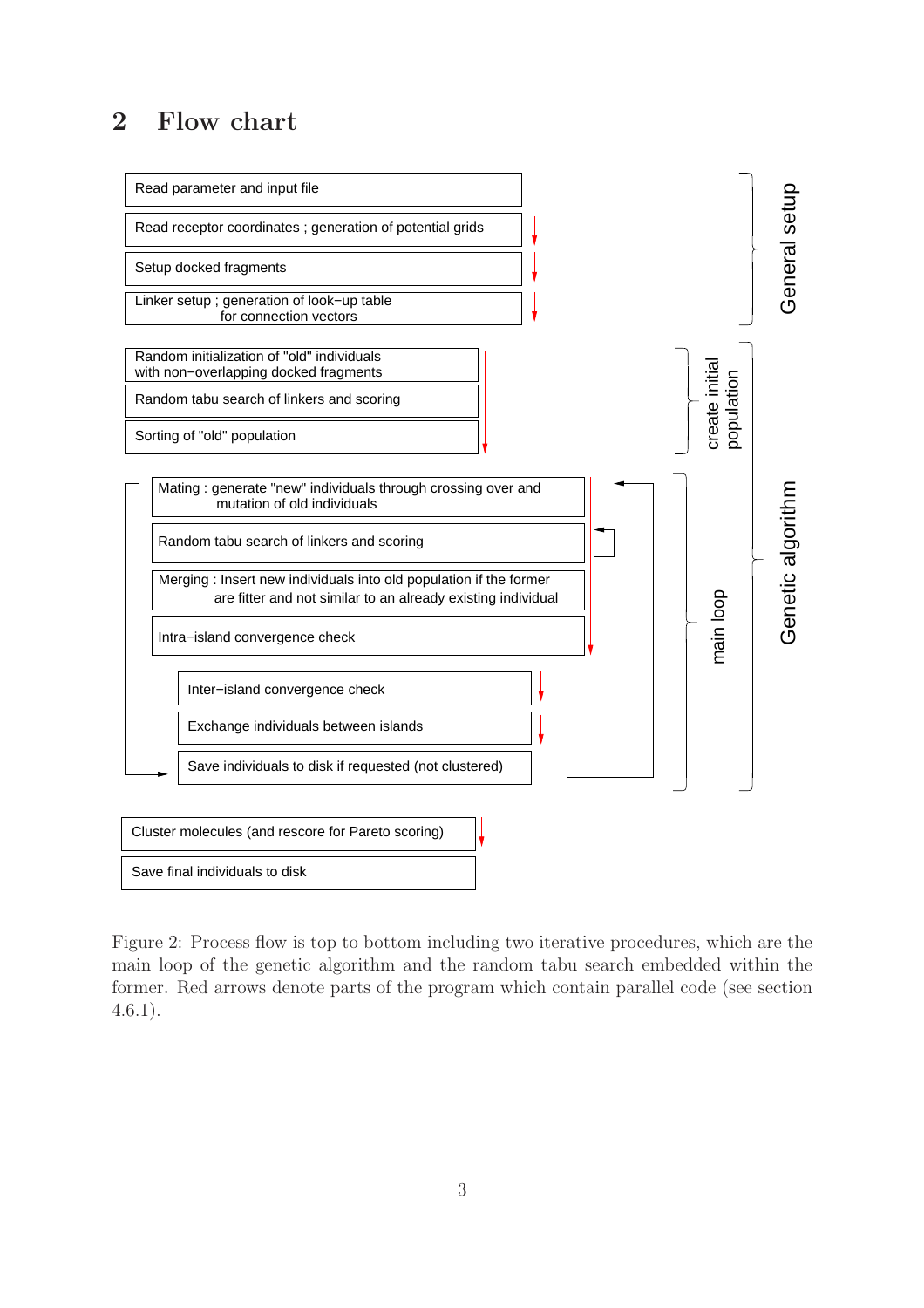## 2 Flow chart

**General setup**

- Read parameter and input file
- Read receptor coordinates ; generation of potential grids
- Setup docked fragments
- Linker setup ; generation of look−up table for connection vectors

**Genetic algorithm**

*create initial population*

- Random initialization of "old" individuals with non−overlapping docked fragments
- Random tabu search of linkers and scoring
- Sorting of "old" population

*main loop*

- Mating : generate "new" individuals through crossing over and mutation of old individuals
- Random tabu search of linkers and scoring
- Merging : Insert new individuals into old population if the former are fitter and not similar to an already existing individual
- Intra−island convergence check
- Inter−island convergence check
- Exchange individuals between islands
- Save individuals to disk if requested (not clustered)

---

- Cluster molecules (and rescore for Pareto scoring)
- Save final individuals to disk

Figure 2: Process flow is top to bottom including two iterative procedures, which are the main loop of the genetic algorithm and the random tabu search embedded within the former. Red arrows denote parts of the program which contain parallel code (see section 4.6.1).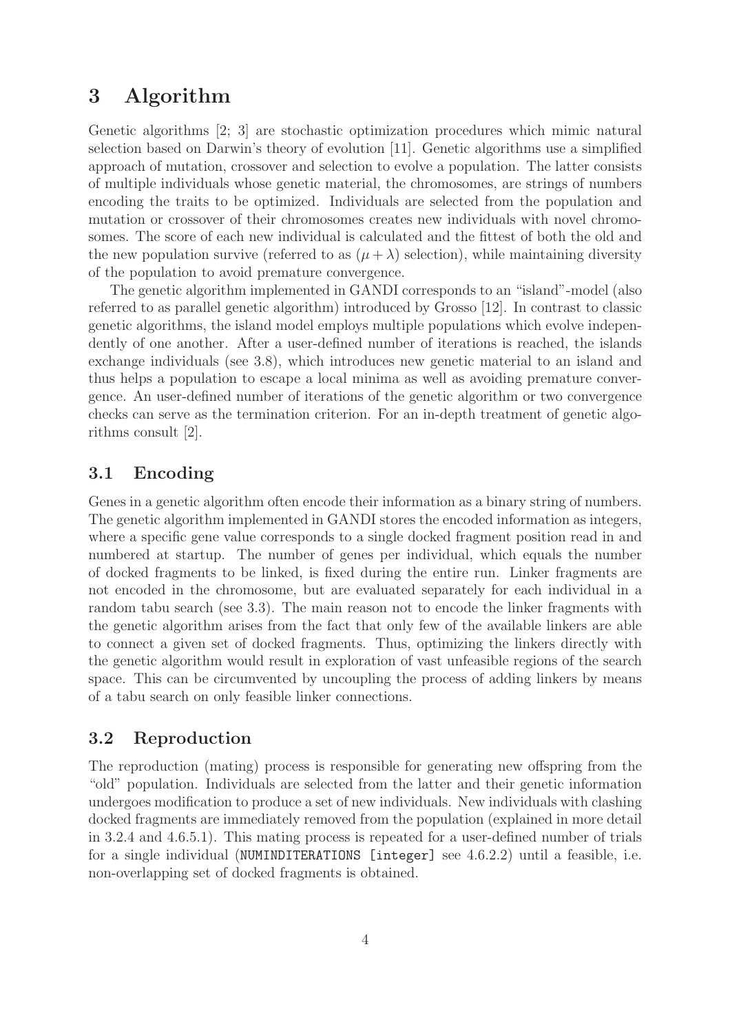# 3 Algorithm

Genetic algorithms [2; 3] are stochastic optimization procedures which mimic natural selection based on Darwin's theory of evolution [11]. Genetic algorithms use a simplified approach of mutation, crossover and selection to evolve a population. The latter consists of multiple individuals whose genetic material, the chromosomes, are strings of numbers encoding the traits to be optimized. Individuals are selected from the population and mutation or crossover of their chromosomes creates new individuals with novel chromosomes. The score of each new individual is calculated and the fittest of both the old and the new population survive (referred to as $(\mu + \lambda)$ selection), while maintaining diversity of the population to avoid premature convergence.

The genetic algorithm implemented in GANDI corresponds to an "island"-model (also referred to as parallel genetic algorithm) introduced by Grosso [12]. In contrast to classic genetic algorithms, the island model employs multiple populations which evolve independently of one another. After a user-defined number of iterations is reached, the islands exchange individuals (see 3.8), which introduces new genetic material to an island and thus helps a population to escape a local minima as well as avoiding premature convergence. An user-defined number of iterations of the genetic algorithm or two convergence checks can serve as the termination criterion. For an in-depth treatment of genetic algorithms consult [2].

## 3.1 Encoding

Genes in a genetic algorithm often encode their information as a binary string of numbers. The genetic algorithm implemented in GANDI stores the encoded information as integers, where a specific gene value corresponds to a single docked fragment position read in and numbered at startup. The number of genes per individual, which equals the number of docked fragments to be linked, is fixed during the entire run. Linker fragments are not encoded in the chromosome, but are evaluated separately for each individual in a random tabu search (see 3.3). The main reason not to encode the linker fragments with the genetic algorithm arises from the fact that only few of the available linkers are able to connect a given set of docked fragments. Thus, optimizing the linkers directly with the genetic algorithm would result in exploration of vast unfeasible regions of the search space. This can be circumvented by uncoupling the process of adding linkers by means of a tabu search on only feasible linker connections.

## 3.2 Reproduction

The reproduction (mating) process is responsible for generating new offspring from the "old" population. Individuals are selected from the latter and their genetic information undergoes modification to produce a set of new individuals. New individuals with clashing docked fragments are immediately removed from the population (explained in more detail in 3.2.4 and 4.6.5.1). This mating process is repeated for a user-defined number of trials for a single individual (`NUMINDITERATIONS [integer]` see 4.6.2.2) until a feasible, i.e. non-overlapping set of docked fragments is obtained.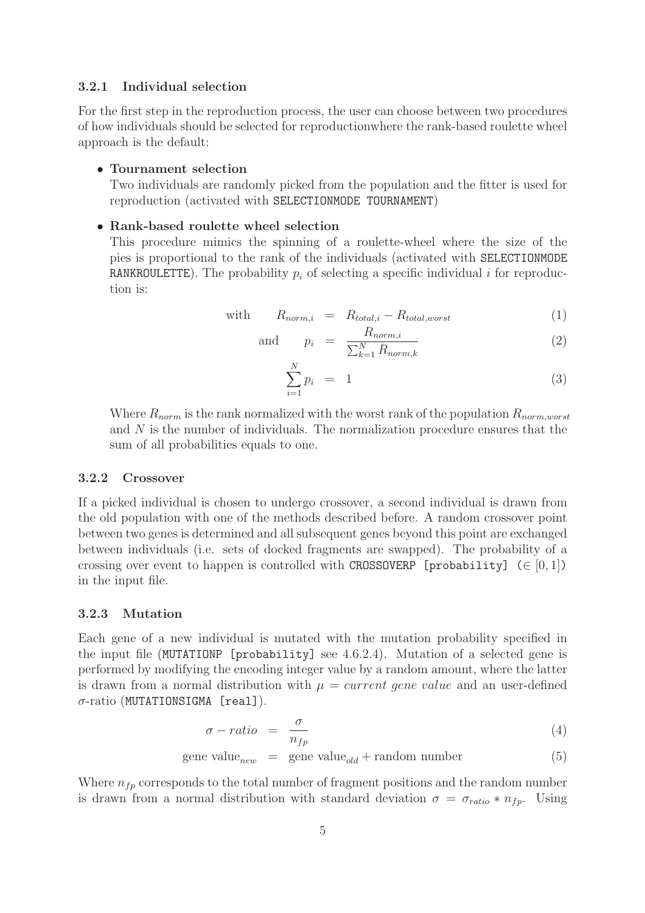### 3.2.1 Individual selection

For the first step in the reproduction process, the user can choose between two procedures of how individuals should be selected for reproductionwhere the rank-based roulette wheel approach is the default:

- **Tournament selection**
  Two individuals are randomly picked from the population and the fitter is used for reproduction (activated with `SELECTIONMODE TOURNAMENT`)

- **Rank-based roulette wheel selection**
  This procedure mimics the spinning of a roulette-wheel where the size of the pies is proportional to the rank of the individuals (activated with `SELECTIONMODE RANKROULETTE`). The probability $p_i$ of selecting a specific individual $i$ for reproduction is:

$$\text{with} \qquad R_{norm,i} = R_{total,i} - R_{total,worst} \tag{1}$$

$$\text{and} \qquad p_i = \frac{R_{norm,i}}{\sum_{k=1}^{N} R_{norm,k}} \tag{2}$$

$$\sum_{i=1}^{N} p_i = 1 \tag{3}$$

  Where $R_{norm}$ is the rank normalized with the worst rank of the population $R_{norm,worst}$ and $N$ is the number of individuals. The normalization procedure ensures that the sum of all probabilities equals to one.

### 3.2.2 Crossover

If a picked individual is chosen to undergo crossover, a second individual is drawn from the old population with one of the methods described before. A random crossover point between two genes is determined and all subsequent genes beyond this point are exchanged between individuals (i.e. sets of docked fragments are swapped). The probability of a crossing over event to happen is controlled with `CROSSOVERP [probability]` ($\in [0, 1]$) in the input file.

### 3.2.3 Mutation

Each gene of a new individual is mutated with the mutation probability specified in the input file (`MUTATIONP [probability]` see 4.6.2.4). Mutation of a selected gene is performed by modifying the encoding integer value by a random amount, where the latter is drawn from a normal distribution with $\mu = \textit{current gene value}$ and an user-defined $\sigma$-ratio (`MUTATIONSIGMA [real]`).

$$\sigma - ratio = \frac{\sigma}{n_{fp}} \tag{4}$$

$$\text{gene value}_{new} = \text{gene value}_{old} + \text{random number} \tag{5}$$

Where $n_{fp}$ corresponds to the total number of fragment positions and the random number is drawn from a normal distribution with standard deviation $\sigma = \sigma_{ratio} * n_{fp}$. Using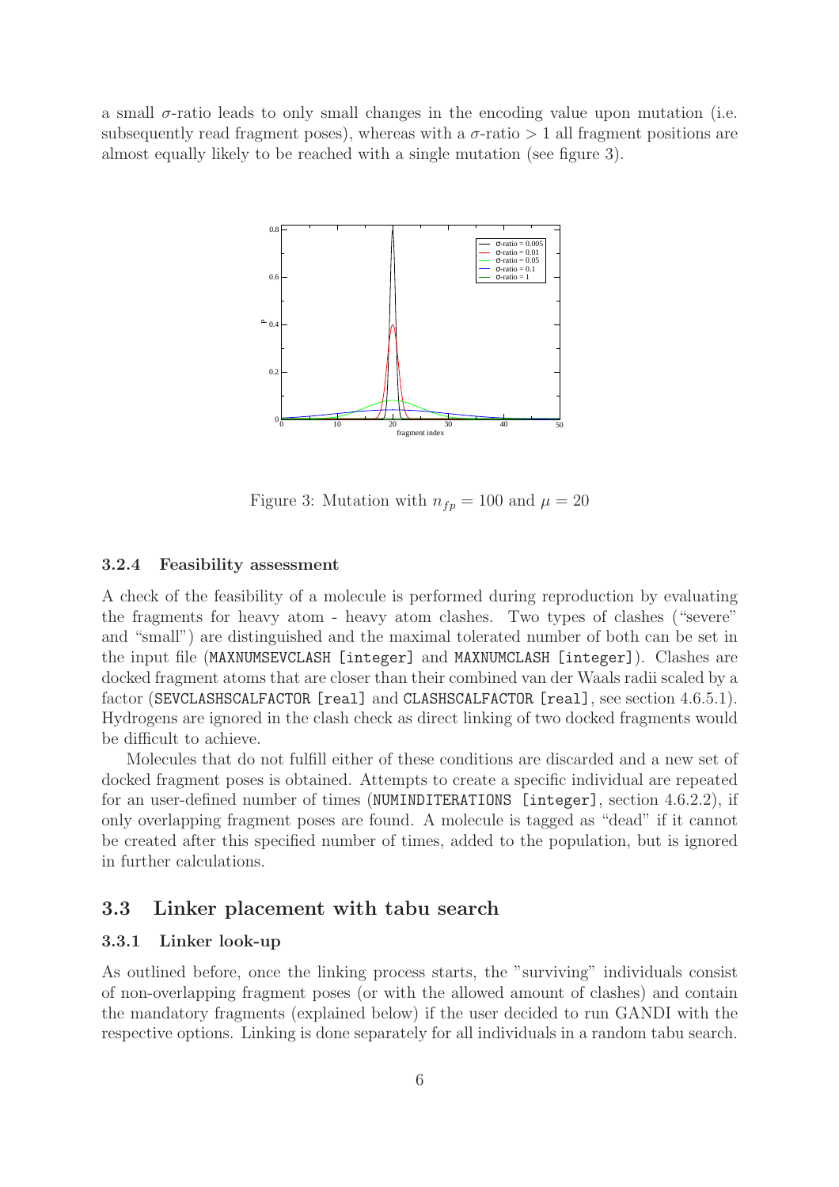a small $\sigma$-ratio leads to only small changes in the encoding value upon mutation (i.e. subsequently read fragment poses), whereas with a $\sigma$-ratio $> 1$ all fragment positions are almost equally likely to be reached with a single mutation (see figure 3).

Figure 3: Mutation with $n_{fp} = 100$ and $\mu = 20$

### 3.2.4 Feasibility assessment

A check of the feasibility of a molecule is performed during reproduction by evaluating the fragments for heavy atom - heavy atom clashes. Two types of clashes ("severe" and "small") are distinguished and the maximal tolerated number of both can be set in the input file (`MAXNUMSEVCLASH [integer]` and `MAXNUMCLASH [integer]`). Clashes are docked fragment atoms that are closer than their combined van der Waals radii scaled by a factor (`SEVCLASHSCALFACTOR [real]` and `CLASHSCALFACTOR [real]`, see section 4.6.5.1). Hydrogens are ignored in the clash check as direct linking of two docked fragments would be difficult to achieve.

Molecules that do not fulfill either of these conditions are discarded and a new set of docked fragment poses is obtained. Attempts to create a specific individual are repeated for an user-defined number of times (`NUMINDITERATIONS [integer]`, section 4.6.2.2), if only overlapping fragment poses are found. A molecule is tagged as "dead" if it cannot be created after this specified number of times, added to the population, but is ignored in further calculations.

## 3.3 Linker placement with tabu search

### 3.3.1 Linker look-up

As outlined before, once the linking process starts, the "surviving" individuals consist of non-overlapping fragment poses (or with the allowed amount of clashes) and contain the mandatory fragments (explained below) if the user decided to run GANDI with the respective options. Linking is done separately for all individuals in a random tabu search.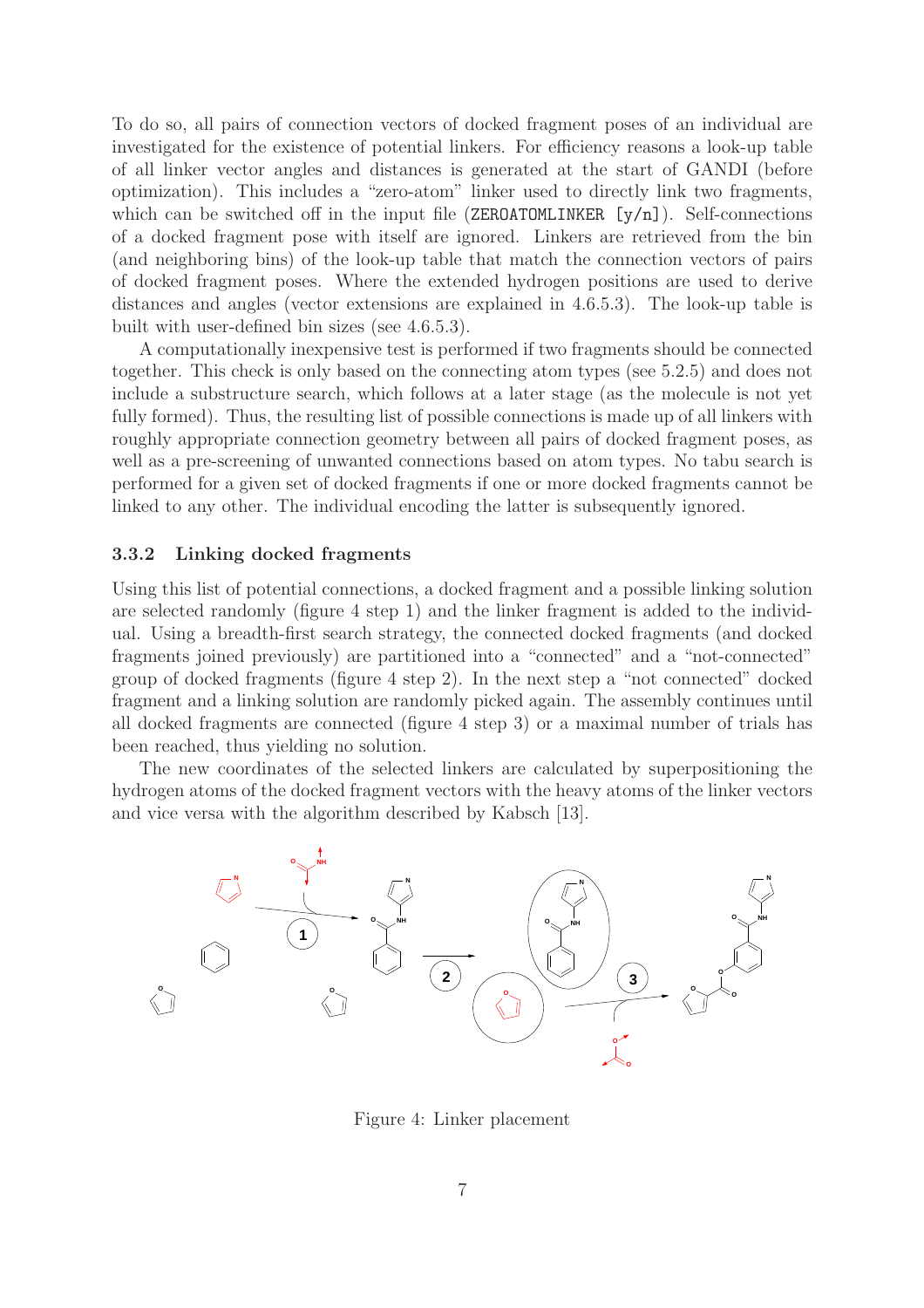To do so, all pairs of connection vectors of docked fragment poses of an individual are investigated for the existence of potential linkers. For efficiency reasons a look-up table of all linker vector angles and distances is generated at the start of GANDI (before optimization). This includes a "zero-atom" linker used to directly link two fragments, which can be switched off in the input file (`ZEROATOMLINKER [y/n]`). Self-connections of a docked fragment pose with itself are ignored. Linkers are retrieved from the bin (and neighboring bins) of the look-up table that match the connection vectors of pairs of docked fragment poses. Where the extended hydrogen positions are used to derive distances and angles (vector extensions are explained in 4.6.5.3). The look-up table is built with user-defined bin sizes (see 4.6.5.3).

A computationally inexpensive test is performed if two fragments should be connected together. This check is only based on the connecting atom types (see 5.2.5) and does not include a substructure search, which follows at a later stage (as the molecule is not yet fully formed). Thus, the resulting list of possible connections is made up of all linkers with roughly appropriate connection geometry between all pairs of docked fragment poses, as well as a pre-screening of unwanted connections based on atom types. No tabu search is performed for a given set of docked fragments if one or more docked fragments cannot be linked to any other. The individual encoding the latter is subsequently ignored.

### 3.3.2 Linking docked fragments

Using this list of potential connections, a docked fragment and a possible linking solution are selected randomly (figure 4 step 1) and the linker fragment is added to the individual. Using a breadth-first search strategy, the connected docked fragments (and docked fragments joined previously) are partitioned into a "connected" and a "not-connected" group of docked fragments (figure 4 step 2). In the next step a "not connected" docked fragment and a linking solution are randomly picked again. The assembly continues until all docked fragments are connected (figure 4 step 3) or a maximal number of trials has been reached, thus yielding no solution.

The new coordinates of the selected linkers are calculated by superpositioning the hydrogen atoms of the docked fragment vectors with the heavy atoms of the linker vectors and vice versa with the algorithm described by Kabsch [13].

Figure 4: Linker placement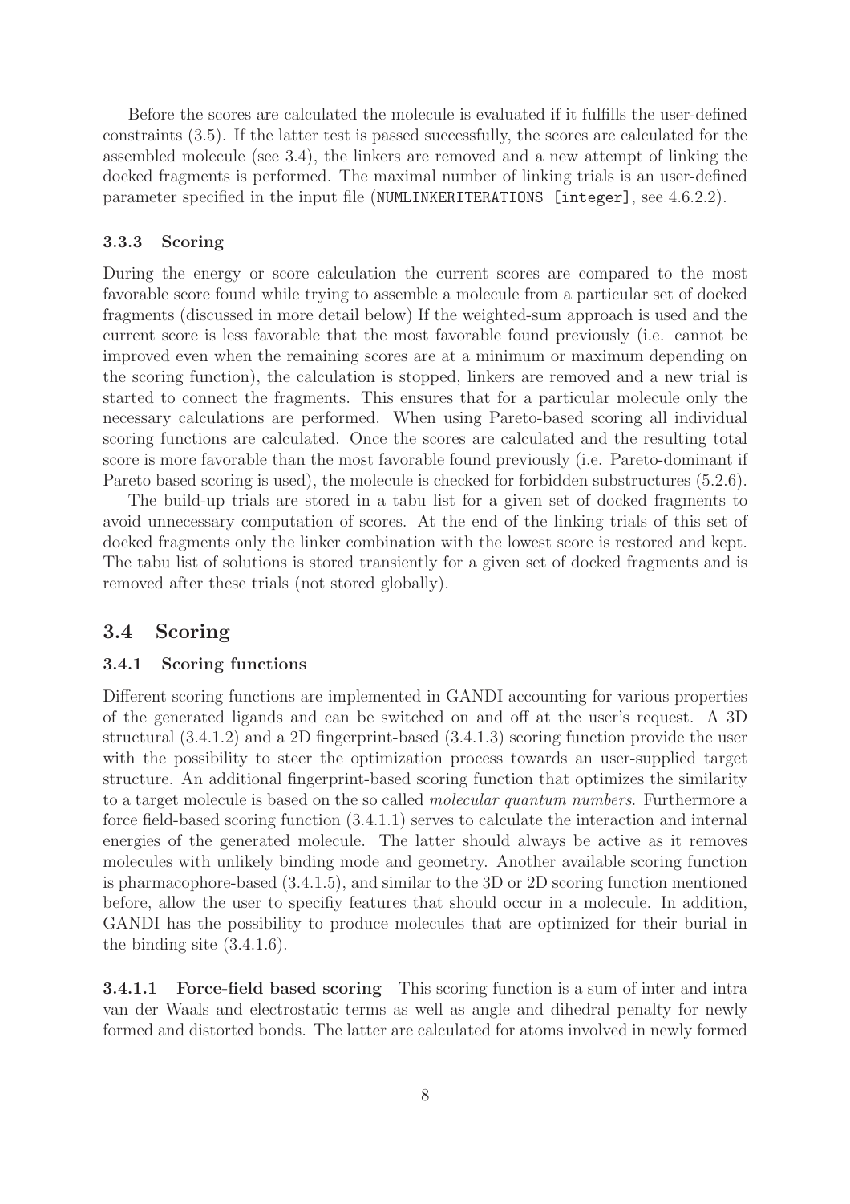Before the scores are calculated the molecule is evaluated if it fulfills the user-defined constraints (3.5). If the latter test is passed successfully, the scores are calculated for the assembled molecule (see 3.4), the linkers are removed and a new attempt of linking the docked fragments is performed. The maximal number of linking trials is an user-defined parameter specified in the input file (`NUMLINKERITERATIONS [integer]`, see 4.6.2.2).

### 3.3.3 Scoring

During the energy or score calculation the current scores are compared to the most favorable score found while trying to assemble a molecule from a particular set of docked fragments (discussed in more detail below) If the weighted-sum approach is used and the current score is less favorable that the most favorable found previously (i.e. cannot be improved even when the remaining scores are at a minimum or maximum depending on the scoring function), the calculation is stopped, linkers are removed and a new trial is started to connect the fragments. This ensures that for a particular molecule only the necessary calculations are performed. When using Pareto-based scoring all individual scoring functions are calculated. Once the scores are calculated and the resulting total score is more favorable than the most favorable found previously (i.e. Pareto-dominant if Pareto based scoring is used), the molecule is checked for forbidden substructures (5.2.6).

The build-up trials are stored in a tabu list for a given set of docked fragments to avoid unnecessary computation of scores. At the end of the linking trials of this set of docked fragments only the linker combination with the lowest score is restored and kept. The tabu list of solutions is stored transiently for a given set of docked fragments and is removed after these trials (not stored globally).

## 3.4 Scoring

### 3.4.1 Scoring functions

Different scoring functions are implemented in GANDI accounting for various properties of the generated ligands and can be switched on and off at the user's request. A 3D structural (3.4.1.2) and a 2D fingerprint-based (3.4.1.3) scoring function provide the user with the possibility to steer the optimization process towards an user-supplied target structure. An additional fingerprint-based scoring function that optimizes the similarity to a target molecule is based on the so called *molecular quantum numbers*. Furthermore a force field-based scoring function (3.4.1.1) serves to calculate the interaction and internal energies of the generated molecule. The latter should always be active as it removes molecules with unlikely binding mode and geometry. Another available scoring function is pharmacophore-based (3.4.1.5), and similar to the 3D or 2D scoring function mentioned before, allow the user to specifiy features that should occur in a molecule. In addition, GANDI has the possibility to produce molecules that are optimized for their burial in the binding site (3.4.1.6).

**3.4.1.1 Force-field based scoring** This scoring function is a sum of inter and intra van der Waals and electrostatic terms as well as angle and dihedral penalty for newly formed and distorted bonds. The latter are calculated for atoms involved in newly formed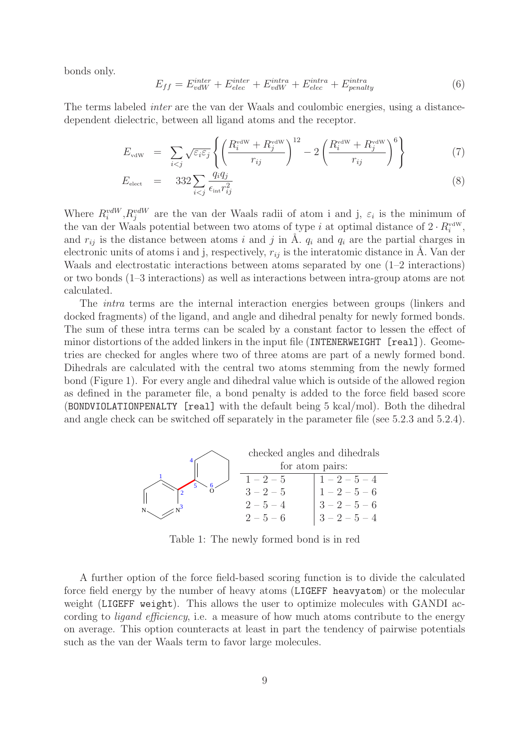bonds only.

$$E_{ff} = E_{vdW}^{inter} + E_{elec}^{inter} + E_{vdW}^{intra} + E_{elec}^{intra} + E_{penalty}^{intra} \tag{6}$$

The terms labeled *inter* are the van der Waals and coulombic energies, using a distance-dependent dielectric, between all ligand atoms and the receptor.

$$E_{\text{vdW}} = \sum_{i<j} \sqrt{\varepsilon_i \varepsilon_j} \left\{ \left( \frac{R_i^{\text{vdW}} + R_j^{\text{vdW}}}{r_{ij}} \right)^{12} - 2 \left( \frac{R_i^{\text{vdW}} + R_j^{\text{vdW}}}{r_{ij}} \right)^{6} \right\} \tag{7}$$

$$E_{\text{elect}} = 332 \sum_{i<j} \frac{q_i q_j}{\epsilon_{\text{int}} r_{ij}^2} \tag{8}$$

Where $R_i^{vdW}$,$R_j^{vdW}$ are the van der Waals radii of atom i and j, $\varepsilon_i$ is the minimum of the van der Waals potential between two atoms of type $i$ at optimal distance of $2 \cdot R_i^{\text{vdW}}$, and $r_{ij}$ is the distance between atoms $i$ and $j$ in Å. $q_i$ and $q_i$ are the partial charges in electronic units of atoms i and j, respectively, $r_{ij}$ is the interatomic distance in Å. Van der Waals and electrostatic interactions between atoms separated by one (1–2 interactions) or two bonds (1–3 interactions) as well as interactions between intra-group atoms are not calculated.

The *intra* terms are the internal interaction energies between groups (linkers and docked fragments) of the ligand, and angle and dihedral penalty for newly formed bonds. The sum of these intra terms can be scaled by a constant factor to lessen the effect of minor distortions of the added linkers in the input file (INTENERWEIGHT [real]). Geometries are checked for angles where two of three atoms are part of a newly formed bond. Dihedrals are calculated with the central two atoms stemming from the newly formed bond (Figure 1). For every angle and dihedral value which is outside of the allowed region as defined in the parameter file, a bond penalty is added to the force field based score (BONDVIOLATIONPENALTY [real] with the default being 5 kcal/mol). Both the dihedral and angle check can be switched off separately in the parameter file (see 5.2.3 and 5.2.4).

| checked angles and dihedrals for atom pairs: | |
|---|---|
| 1 – 2 – 5 | 1 – 2 – 5 – 4 |
| 3 – 2 – 5 | 1 – 2 – 5 – 6 |
| 2 – 5 – 4 | 3 – 2 – 5 – 6 |
| 2 – 5 – 6 | 3 – 2 – 5 – 4 |

Table 1: The newly formed bond is in red

A further option of the force field-based scoring function is to divide the calculated force field energy by the number of heavy atoms (LIGEFF heavyatom) or the molecular weight (LIGEFF weight). This allows the user to optimize molecules with GANDI according to *ligand efficiency*, i.e. a measure of how much atoms contribute to the energy on average. This option counteracts at least in part the tendency of pairwise potentials such as the van der Waals term to favor large molecules.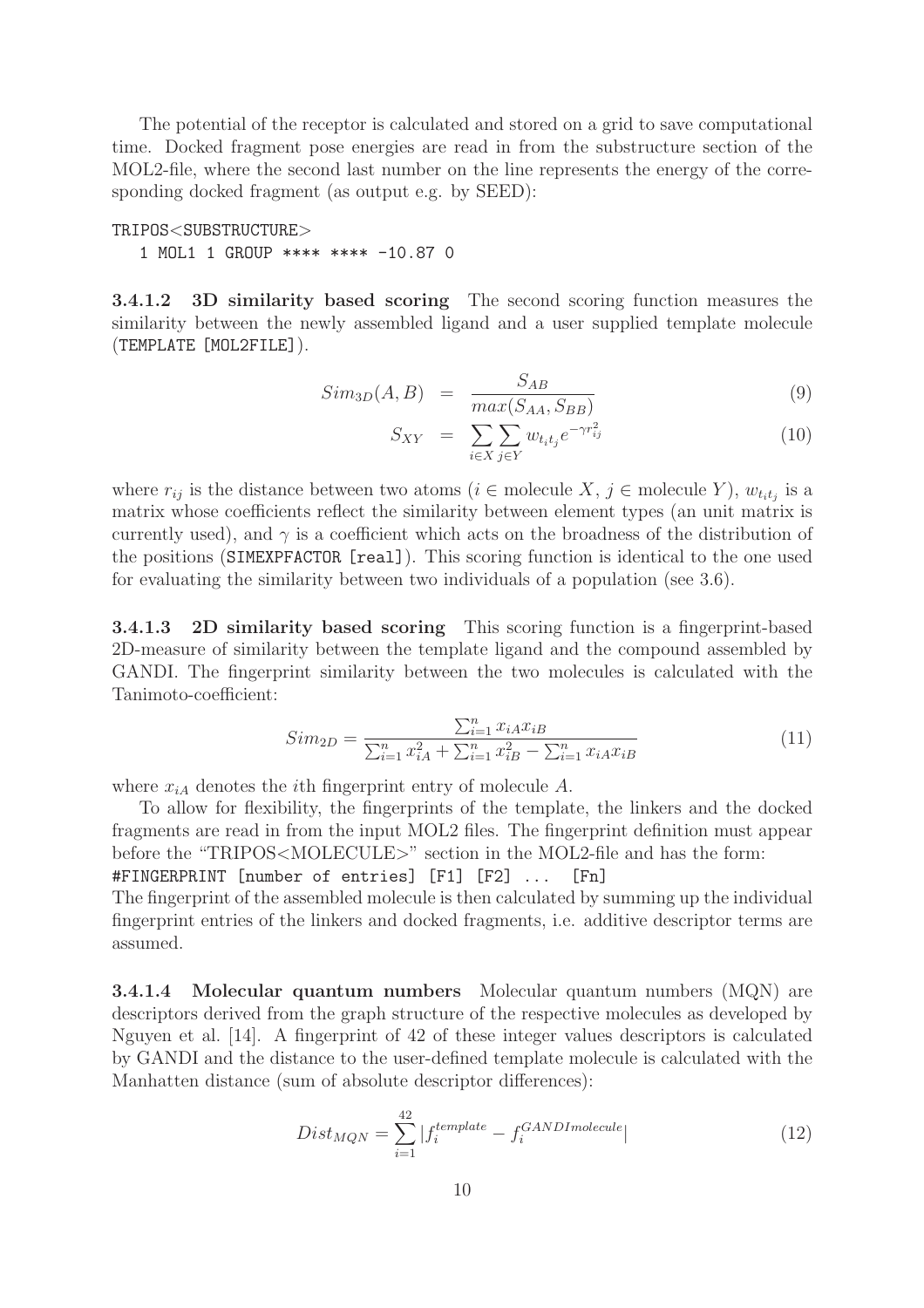The potential of the receptor is calculated and stored on a grid to save computational time. Docked fragment pose energies are read in from the substructure section of the MOL2-file, where the second last number on the line represents the energy of the corresponding docked fragment (as output e.g. by SEED):

```
TRIPOS<SUBSTRUCTURE>
   1 MOL1 1 GROUP **** **** -10.87 0
```

**3.4.1.2 3D similarity based scoring** The second scoring function measures the similarity between the newly assembled ligand and a user supplied template molecule (TEMPLATE [MOL2FILE]).

$$Sim_{3D}(A,B) = \frac{S_{AB}}{max(S_{AA}, S_{BB})} \quad (9)$$

$$S_{XY} = \sum_{i \in X} \sum_{j \in Y} w_{t_i t_j} e^{-\gamma r_{ij}^2} \quad (10)$$

where $r_{ij}$ is the distance between two atoms ($i \in$ molecule $X$, $j \in$ molecule $Y$), $w_{t_i t_j}$ is a matrix whose coefficients reflect the similarity between element types (an unit matrix is currently used), and $\gamma$ is a coefficient which acts on the broadness of the distribution of the positions (SIMEXPFACTOR [real]). This scoring function is identical to the one used for evaluating the similarity between two individuals of a population (see 3.6).

**3.4.1.3 2D similarity based scoring** This scoring function is a fingerprint-based 2D-measure of similarity between the template ligand and the compound assembled by GANDI. The fingerprint similarity between the two molecules is calculated with the Tanimoto-coefficient:

$$Sim_{2D} = \frac{\sum_{i=1}^{n} x_{iA} x_{iB}}{\sum_{i=1}^{n} x_{iA}^2 + \sum_{i=1}^{n} x_{iB}^2 - \sum_{i=1}^{n} x_{iA} x_{iB}} \quad (11)$$

where $x_{iA}$ denotes the $i$th fingerprint entry of molecule $A$.

To allow for flexibility, the fingerprints of the template, the linkers and the docked fragments are read in from the input MOL2 files. The fingerprint definition must appear before the "TRIPOS<MOLECULE>" section in the MOL2-file and has the form:
#FINGERPRINT [number of entries] [F1] [F2] ... [Fn]
The fingerprint of the assembled molecule is then calculated by summing up the individual fingerprint entries of the linkers and docked fragments, i.e. additive descriptor terms are assumed.

**3.4.1.4 Molecular quantum numbers** Molecular quantum numbers (MQN) are descriptors derived from the graph structure of the respective molecules as developed by Nguyen et al. [14]. A fingerprint of 42 of these integer values descriptors is calculated by GANDI and the distance to the user-defined template molecule is calculated with the Manhatten distance (sum of absolute descriptor differences):

$$Dist_{MQN} = \sum_{i=1}^{42} |f_i^{template} - f_i^{GANDImolecule}| \quad (12)$$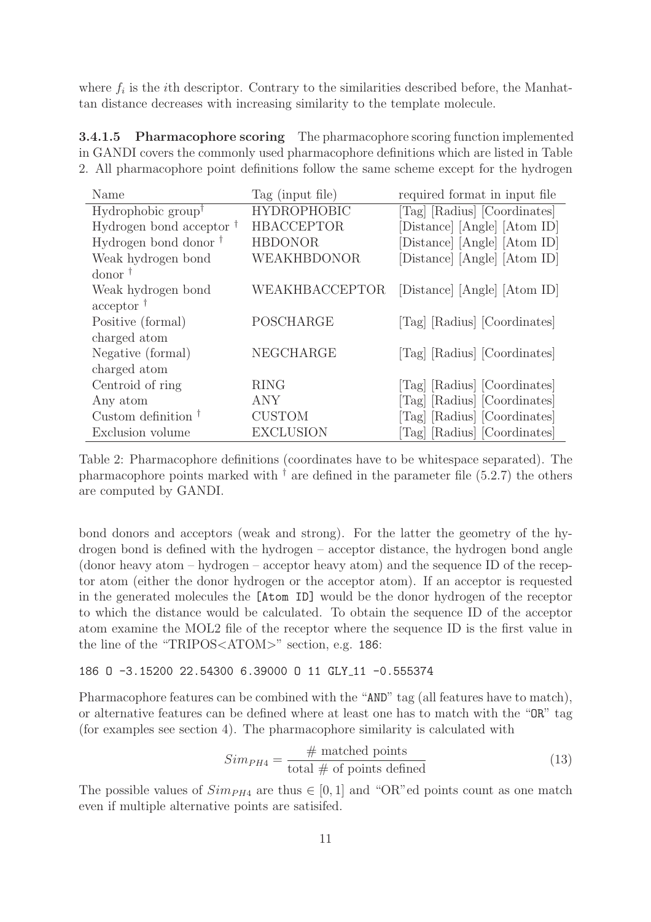where $f_i$ is the $i$th descriptor. Contrary to the similarities described before, the Manhattan distance decreases with increasing similarity to the template molecule.

**3.4.1.5 Pharmacophore scoring** The pharmacophore scoring function implemented in GANDI covers the commonly used pharmacophore definitions which are listed in Table 2. All pharmacophore point definitions follow the same scheme except for the hydrogen bond donors and acceptors (weak and strong). For the latter the geometry of the hydrogen bond is defined with the hydrogen – acceptor distance, the hydrogen bond angle (donor heavy atom – hydrogen – acceptor heavy atom) and the sequence ID of the receptor atom (either the donor hydrogen or the acceptor atom). If an acceptor is requested in the generated molecules the `[Atom ID]` would be the donor hydrogen of the receptor to which the distance would be calculated. To obtain the sequence ID of the acceptor atom examine the MOL2 file of the receptor where the sequence ID is the first value in the line of the "TRIPOS<ATOM>" section, e.g. `186`:

| Name | Tag (input file) | required format in input file |
|---|---|---|
| Hydrophobic group$^\dagger$ | HYDROPHOBIC | [Tag] [Radius] [Coordinates] |
| Hydrogen bond acceptor $^\dagger$ | HBACCEPTOR | [Distance] [Angle] [Atom ID] |
| Hydrogen bond donor $^\dagger$ | HBDONOR | [Distance] [Angle] [Atom ID] |
| Weak hydrogen bond donor $^\dagger$ | WEAKHBDONOR | [Distance] [Angle] [Atom ID] |
| Weak hydrogen bond acceptor $^\dagger$ | WEAKHBACCEPTOR | [Distance] [Angle] [Atom ID] |
| Positive (formal) charged atom | POSCHARGE | [Tag] [Radius] [Coordinates] |
| Negative (formal) charged atom | NEGCHARGE | [Tag] [Radius] [Coordinates] |
| Centroid of ring | RING | [Tag] [Radius] [Coordinates] |
| Any atom | ANY | [Tag] [Radius] [Coordinates] |
| Custom definition $^\dagger$ | CUSTOM | [Tag] [Radius] [Coordinates] |
| Exclusion volume | EXCLUSION | [Tag] [Radius] [Coordinates] |

Table 2: Pharmacophore definitions (coordinates have to be whitespace separated). The pharmacophore points marked with $^\dagger$ are defined in the parameter file (5.2.7) the others are computed by GANDI.

```
186 O -3.15200 22.54300 6.39000 O 11 GLY_11 -0.555374
```

Pharmacophore features can be combined with the "`AND`" tag (all features have to match), or alternative features can be defined where at least one has to match with the "`OR`" tag (for examples see section 4). The pharmacophore similarity is calculated with

$$Sim_{PH4} = \frac{\#\text{ matched points}}{\text{total }\#\text{ of points defined}} \tag{13}$$

The possible values of $Sim_{PH4}$ are thus $\in [0, 1]$ and "OR"ed points count as one match even if multiple alternative points are satisifed.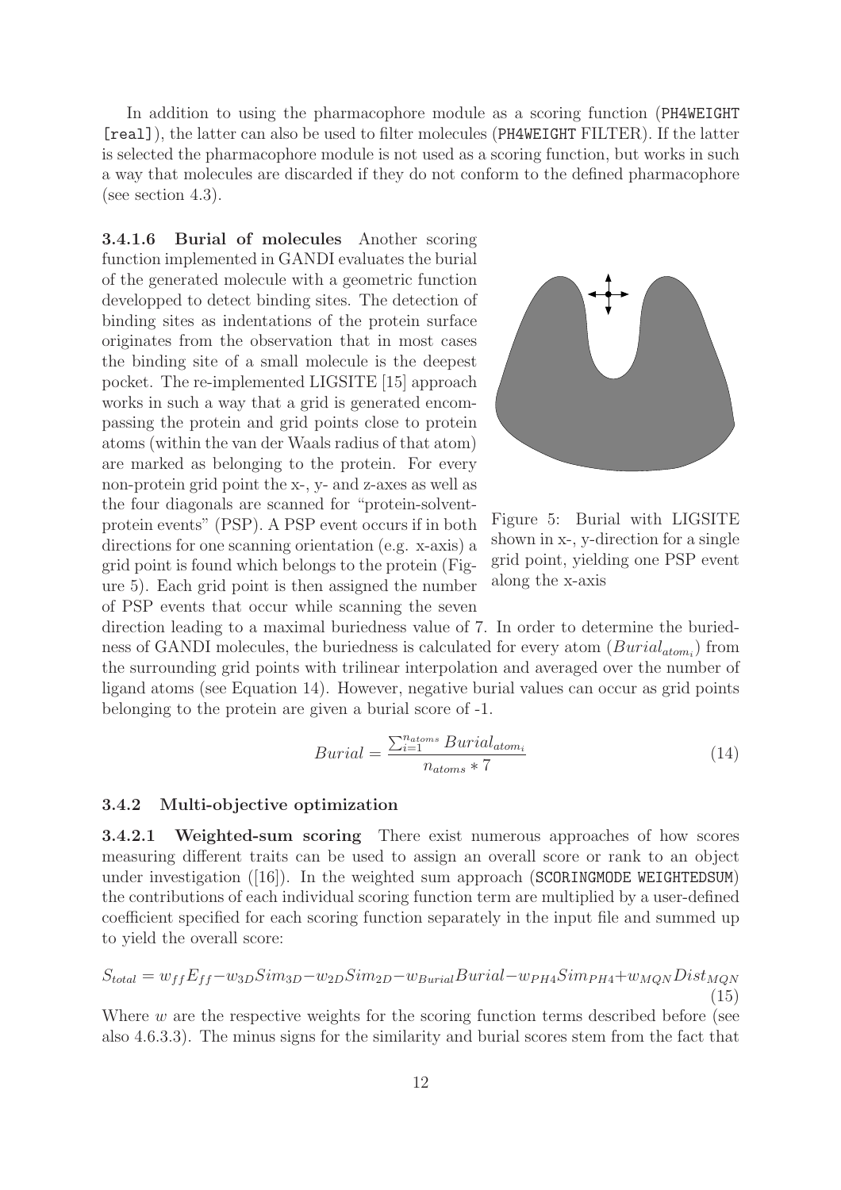In addition to using the pharmacophore module as a scoring function (PH4WEIGHT [real]), the latter can also be used to filter molecules (PH4WEIGHT FILTER). If the latter is selected the pharmacophore module is not used as a scoring function, but works in such a way that molecules are discarded if they do not conform to the defined pharmacophore (see section 4.3).

**3.4.1.6 Burial of molecules** Another scoring function implemented in GANDI evaluates the burial of the generated molecule with a geometric function developped to detect binding sites. The detection of binding sites as indentations of the protein surface originates from the observation that in most cases the binding site of a small molecule is the deepest pocket. The re-implemented LIGSITE [15] approach works in such a way that a grid is generated encompassing the protein and grid points close to protein atoms (within the van der Waals radius of that atom) are marked as belonging to the protein. For every non-protein grid point the x-, y- and z-axes as well as the four diagonals are scanned for "protein-solvent-protein events" (PSP). A PSP event occurs if in both directions for one scanning orientation (e.g. x-axis) a grid point is found which belongs to the protein (Figure 5). Each grid point is then assigned the number of PSP events that occur while scanning the seven direction leading to a maximal buriedness value of 7. In order to determine the buriedness of GANDI molecules, the buriedness is calculated for every atom ($Burial_{atom_i}$) from the surrounding grid points with trilinear interpolation and averaged over the number of ligand atoms (see Equation 14). However, negative burial values can occur as grid points belonging to the protein are given a burial score of -1.

Figure 5: Burial with LIGSITE shown in x-, y-direction for a single grid point, yielding one PSP event along the x-axis

$$Burial = \frac{\sum_{i=1}^{n_{atoms}} Burial_{atom_i}}{n_{atoms} * 7} \tag{14}$$

### 3.4.2 Multi-objective optimization

**3.4.2.1 Weighted-sum scoring** There exist numerous approaches of how scores measuring different traits can be used to assign an overall score or rank to an object under investigation ([16]). In the weighted sum approach (SCORINGMODE WEIGHTEDSUM) the contributions of each individual scoring function term are multiplied by a user-defined coefficient specified for each scoring function separately in the input file and summed up to yield the overall score:

$$S_{total} = w_{ff}E_{ff} - w_{3D}Sim_{3D} - w_{2D}Sim_{2D} - w_{Burial}Burial - w_{PH4}Sim_{PH4} + w_{MQN}Dist_{MQN} \tag{15}$$

Where $w$ are the respective weights for the scoring function terms described before (see also 4.6.3.3). The minus signs for the similarity and burial scores stem from the fact that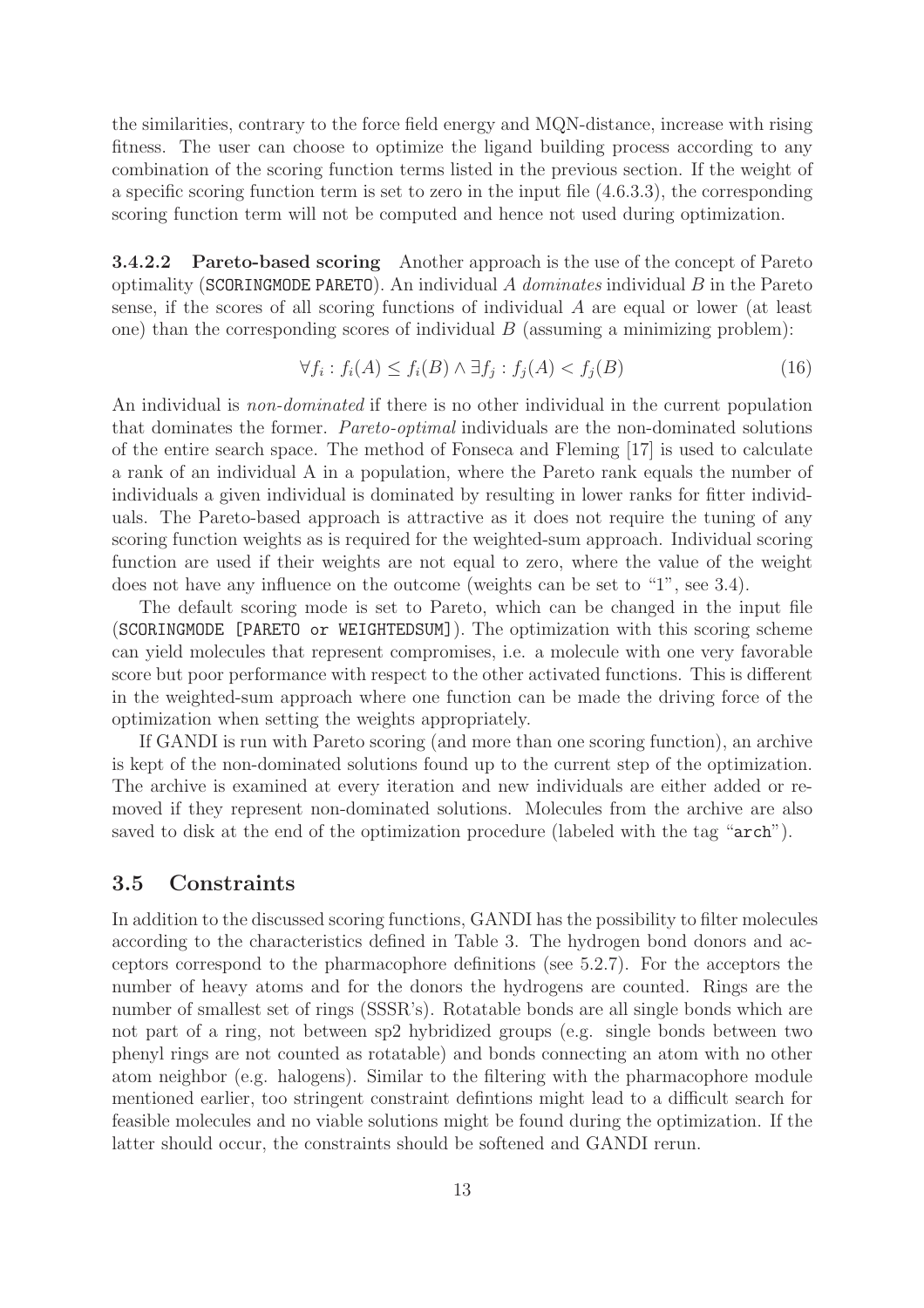the similarities, contrary to the force field energy and MQN-distance, increase with rising fitness. The user can choose to optimize the ligand building process according to any combination of the scoring function terms listed in the previous section. If the weight of a specific scoring function term is set to zero in the input file (4.6.3.3), the corresponding scoring function term will not be computed and hence not used during optimization.

#### 3.4.2.2 Pareto-based scoring

Another approach is the use of the concept of Pareto optimality (`SCORINGMODE PARETO`). An individual $A$ *dominates* individual $B$ in the Pareto sense, if the scores of all scoring functions of individual $A$ are equal or lower (at least one) than the corresponding scores of individual $B$ (assuming a minimizing problem):

$$\forall f_i : f_i(A) \leq f_i(B) \wedge \exists f_j : f_j(A) < f_j(B) \tag{16}$$

An individual is *non-dominated* if there is no other individual in the current population that dominates the former. *Pareto-optimal* individuals are the non-dominated solutions of the entire search space. The method of Fonseca and Fleming [17] is used to calculate a rank of an individual A in a population, where the Pareto rank equals the number of individuals a given individual is dominated by resulting in lower ranks for fitter individuals. The Pareto-based approach is attractive as it does not require the tuning of any scoring function weights as is required for the weighted-sum approach. Individual scoring function are used if their weights are not equal to zero, where the value of the weight does not have any influence on the outcome (weights can be set to "1", see 3.4).

The default scoring mode is set to Pareto, which can be changed in the input file (`SCORINGMODE [PARETO or WEIGHTEDSUM]`). The optimization with this scoring scheme can yield molecules that represent compromises, i.e. a molecule with one very favorable score but poor performance with respect to the other activated functions. This is different in the weighted-sum approach where one function can be made the driving force of the optimization when setting the weights appropriately.

If GANDI is run with Pareto scoring (and more than one scoring function), an archive is kept of the non-dominated solutions found up to the current step of the optimization. The archive is examined at every iteration and new individuals are either added or removed if they represent non-dominated solutions. Molecules from the archive are also saved to disk at the end of the optimization procedure (labeled with the tag "`arch`").

## 3.5 Constraints

In addition to the discussed scoring functions, GANDI has the possibility to filter molecules according to the characteristics defined in Table 3. The hydrogen bond donors and acceptors correspond to the pharmacophore definitions (see 5.2.7). For the acceptors the number of heavy atoms and for the donors the hydrogens are counted. Rings are the number of smallest set of rings (SSSR's). Rotatable bonds are all single bonds which are not part of a ring, not between sp2 hybridized groups (e.g. single bonds between two phenyl rings are not counted as rotatable) and bonds connecting an atom with no other atom neighbor (e.g. halogens). Similar to the filtering with the pharmacophore module mentioned earlier, too stringent constraint defintions might lead to a difficult search for feasible molecules and no viable solutions might be found during the optimization. If the latter should occur, the constraints should be softened and GANDI rerun.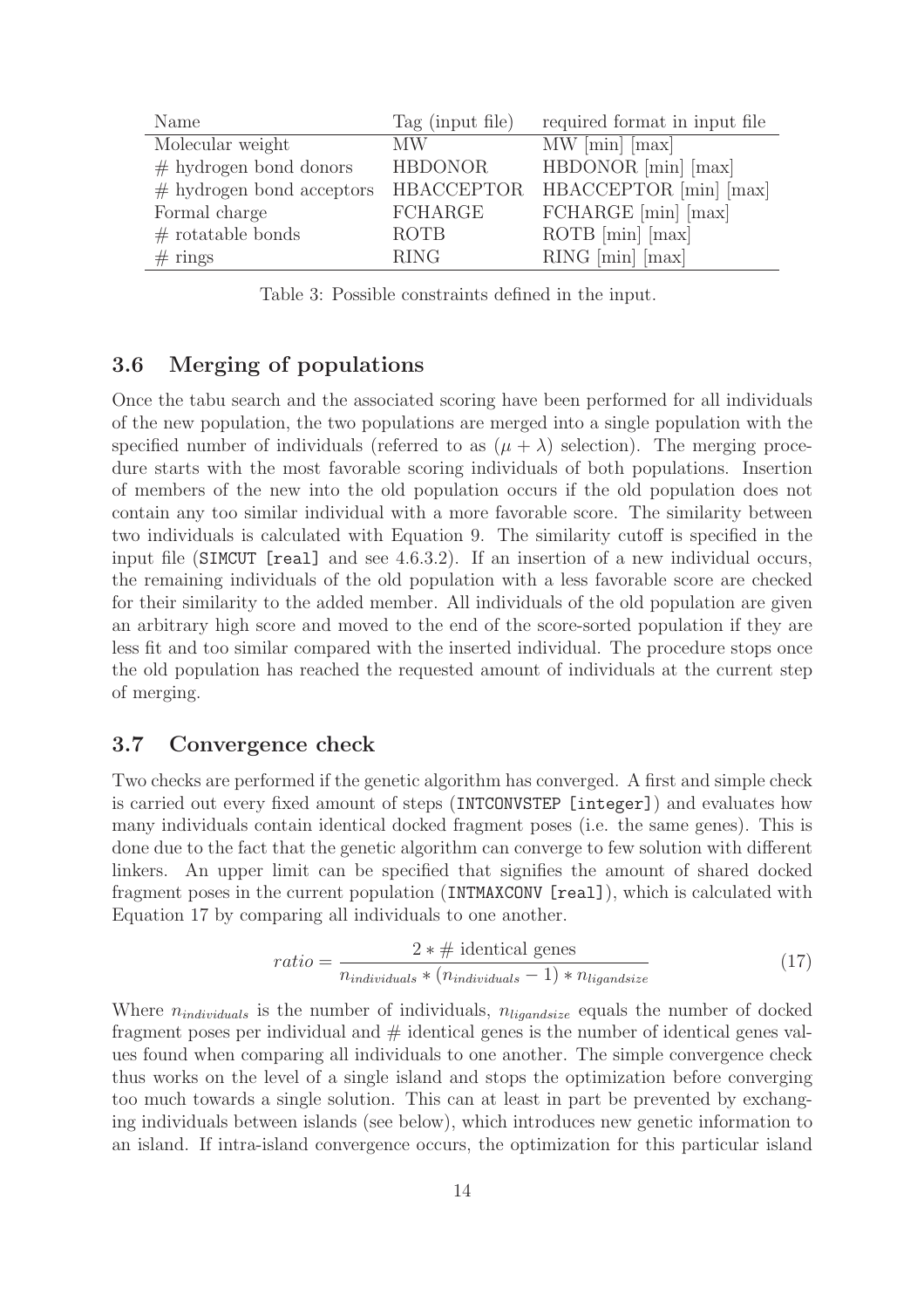| Name | Tag (input file) | required format in input file |
|---|---|---|
| Molecular weight | MW | MW [min] [max] |
| # hydrogen bond donors | HBDONOR | HBDONOR [min] [max] |
| # hydrogen bond acceptors | HBACCEPTOR | HBACCEPTOR [min] [max] |
| Formal charge | FCHARGE | FCHARGE [min] [max] |
| # rotatable bonds | ROTB | ROTB [min] [max] |
| # rings | RING | RING [min] [max] |

Table 3: Possible constraints defined in the input.

### 3.6 Merging of populations

Once the tabu search and the associated scoring have been performed for all individuals of the new population, the two populations are merged into a single population with the specified number of individuals (referred to as $(\mu + \lambda)$ selection). The merging procedure starts with the most favorable scoring individuals of both populations. Insertion of members of the new into the old population occurs if the old population does not contain any too similar individual with a more favorable score. The similarity between two individuals is calculated with Equation 9. The similarity cutoff is specified in the input file (`SIMCUT [real]` and see 4.6.3.2). If an insertion of a new individual occurs, the remaining individuals of the old population with a less favorable score are checked for their similarity to the added member. All individuals of the old population are given an arbitrary high score and moved to the end of the score-sorted population if they are less fit and too similar compared with the inserted individual. The procedure stops once the old population has reached the requested amount of individuals at the current step of merging.

### 3.7 Convergence check

Two checks are performed if the genetic algorithm has converged. A first and simple check is carried out every fixed amount of steps (`INTCONVSTEP [integer]`) and evaluates how many individuals contain identical docked fragment poses (i.e. the same genes). This is done due to the fact that the genetic algorithm can converge to few solution with different linkers. An upper limit can be specified that signifies the amount of shared docked fragment poses in the current population (`INTMAXCONV [real]`), which is calculated with Equation 17 by comparing all individuals to one another.

$$ratio = \frac{2 * \#\text{ identical genes}}{n_{individuals} * (n_{individuals} - 1) * n_{ligandsize}} \tag{17}$$

Where $n_{individuals}$ is the number of individuals, $n_{ligandsize}$ equals the number of docked fragment poses per individual and # identical genes is the number of identical genes values found when comparing all individuals to one another. The simple convergence check thus works on the level of a single island and stops the optimization before converging too much towards a single solution. This can at least in part be prevented by exchanging individuals between islands (see below), which introduces new genetic information to an island. If intra-island convergence occurs, the optimization for this particular island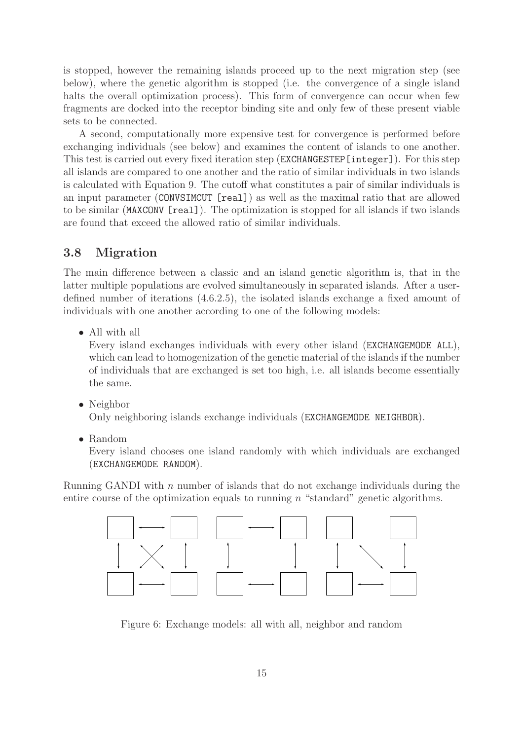is stopped, however the remaining islands proceed up to the next migration step (see below), where the genetic algorithm is stopped (i.e. the convergence of a single island halts the overall optimization process). This form of convergence can occur when few fragments are docked into the receptor binding site and only few of these present viable sets to be connected.

A second, computationally more expensive test for convergence is performed before exchanging individuals (see below) and examines the content of islands to one another. This test is carried out every fixed iteration step (`EXCHANGESTEP[integer]`). For this step all islands are compared to one another and the ratio of similar individuals in two islands is calculated with Equation 9. The cutoff what constitutes a pair of similar individuals is an input parameter (`CONVSIMCUT [real]`) as well as the maximal ratio that are allowed to be similar (`MAXCONV [real]`). The optimization is stopped for all islands if two islands are found that exceed the allowed ratio of similar individuals.

## 3.8 Migration

The main difference between a classic and an island genetic algorithm is, that in the latter multiple populations are evolved simultaneously in separated islands. After a user-defined number of iterations (4.6.2.5), the isolated islands exchange a fixed amount of individuals with one another according to one of the following models:

- All with all
  Every island exchanges individuals with every other island (`EXCHANGEMODE ALL`), which can lead to homogenization of the genetic material of the islands if the number of individuals that are exchanged is set too high, i.e. all islands become essentially the same.
- Neighbor
  Only neighboring islands exchange individuals (`EXCHANGEMODE NEIGHBOR`).
- Random
  Every island chooses one island randomly with which individuals are exchanged (`EXCHANGEMODE RANDOM`).

Running GANDI with $n$ number of islands that do not exchange individuals during the entire course of the optimization equals to running $n$ "standard" genetic algorithms.

Figure 6: Exchange models: all with all, neighbor and random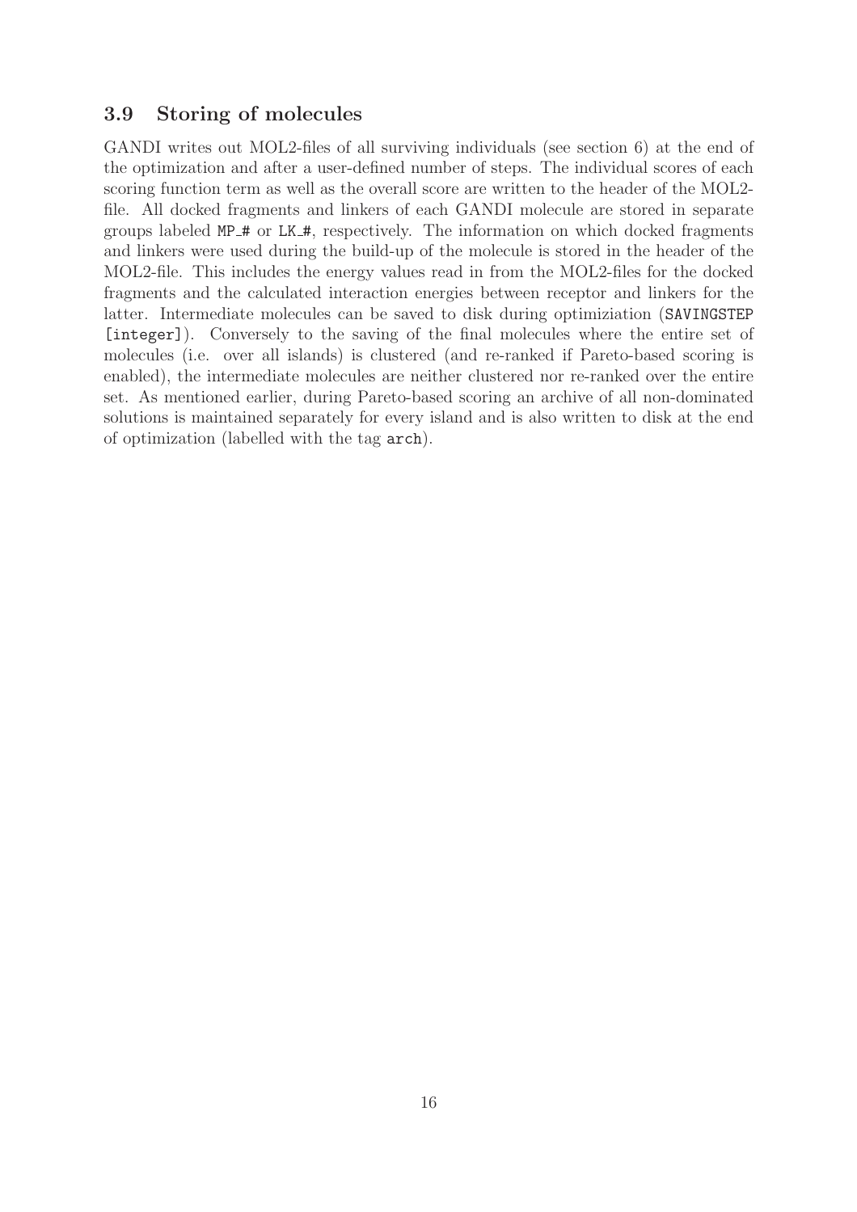### 3.9 Storing of molecules

GANDI writes out MOL2-files of all surviving individuals (see section 6) at the end of the optimization and after a user-defined number of steps. The individual scores of each scoring function term as well as the overall score are written to the header of the MOL2-file. All docked fragments and linkers of each GANDI molecule are stored in separate groups labeled `MP_#` or `LK_#`, respectively. The information on which docked fragments and linkers were used during the build-up of the molecule is stored in the header of the MOL2-file. This includes the energy values read in from the MOL2-files for the docked fragments and the calculated interaction energies between receptor and linkers for the latter. Intermediate molecules can be saved to disk during optimiziation (`SAVINGSTEP [integer]`). Conversely to the saving of the final molecules where the entire set of molecules (i.e. over all islands) is clustered (and re-ranked if Pareto-based scoring is enabled), the intermediate molecules are neither clustered nor re-ranked over the entire set. As mentioned earlier, during Pareto-based scoring an archive of all non-dominated solutions is maintained separately for every island and is also written to disk at the end of optimization (labelled with the tag `arch`).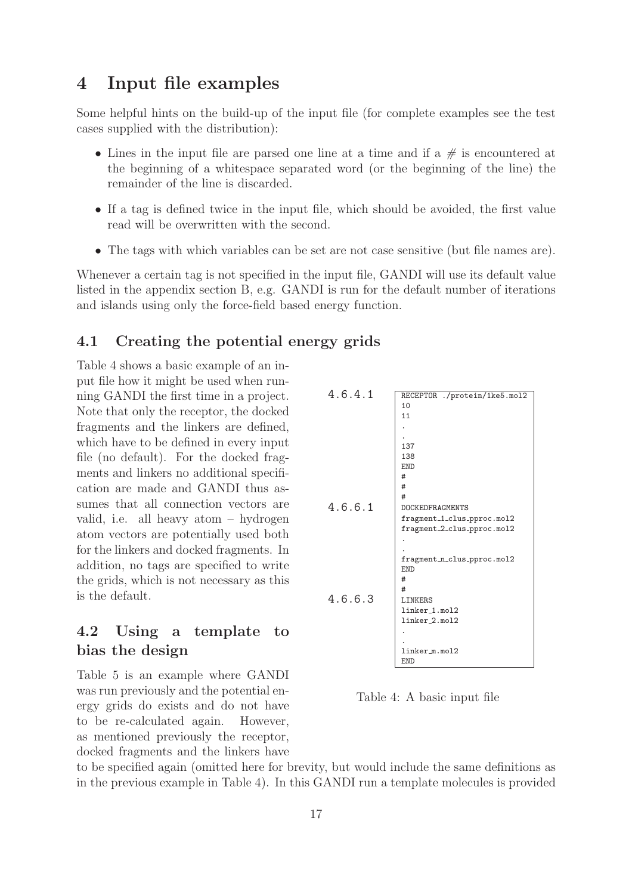# 4 Input file examples

Some helpful hints on the build-up of the input file (for complete examples see the test cases supplied with the distribution):

- Lines in the input file are parsed one line at a time and if a # is encountered at the beginning of a whitespace separated word (or the beginning of the line) the remainder of the line is discarded.
- If a tag is defined twice in the input file, which should be avoided, the first value read will be overwritten with the second.
- The tags with which variables can be set are not case sensitive (but file names are).

Whenever a certain tag is not specified in the input file, GANDI will use its default value listed in the appendix section B, e.g. GANDI is run for the default number of iterations and islands using only the force-field based energy function.

## 4.1 Creating the potential energy grids

Table 4 shows a basic example of an input file how it might be used when running GANDI the first time in a project. Note that only the receptor, the docked fragments and the linkers are defined, which have to be defined in every input file (no default). For the docked fragments and linkers no additional specification are made and GANDI thus assumes that all connection vectors are valid, i.e. all heavy atom – hydrogen atom vectors are potentially used both for the linkers and docked fragments. In addition, no tags are specified to write the grids, which is not necessary as this is the default.

```
4.6.4.1    RECEPTOR ./protein/1ke5.mol2
           10
           11
           .
           .
           137
           138
           END
           #
           #
           #
4.6.6.1    DOCKEDFRAGMENTS
           fragment_1_clus_pproc.mol2
           fragment_2_clus_pproc.mol2
           .
           .
           fragment_n_clus_pproc.mol2
           END
           #
           #
4.6.6.3    LINKERS
           linker_1.mol2
           linker_2.mol2
           .
           .
           linker_m.mol2
           END
```

Table 4: A basic input file

## 4.2 Using a template to bias the design

Table 5 is an example where GANDI was run previously and the potential energy grids do exists and do not have to be re-calculated again. However, as mentioned previously the receptor, docked fragments and the linkers have to be specified again (omitted here for brevity, but would include the same definitions as in the previous example in Table 4). In this GANDI run a template molecules is provided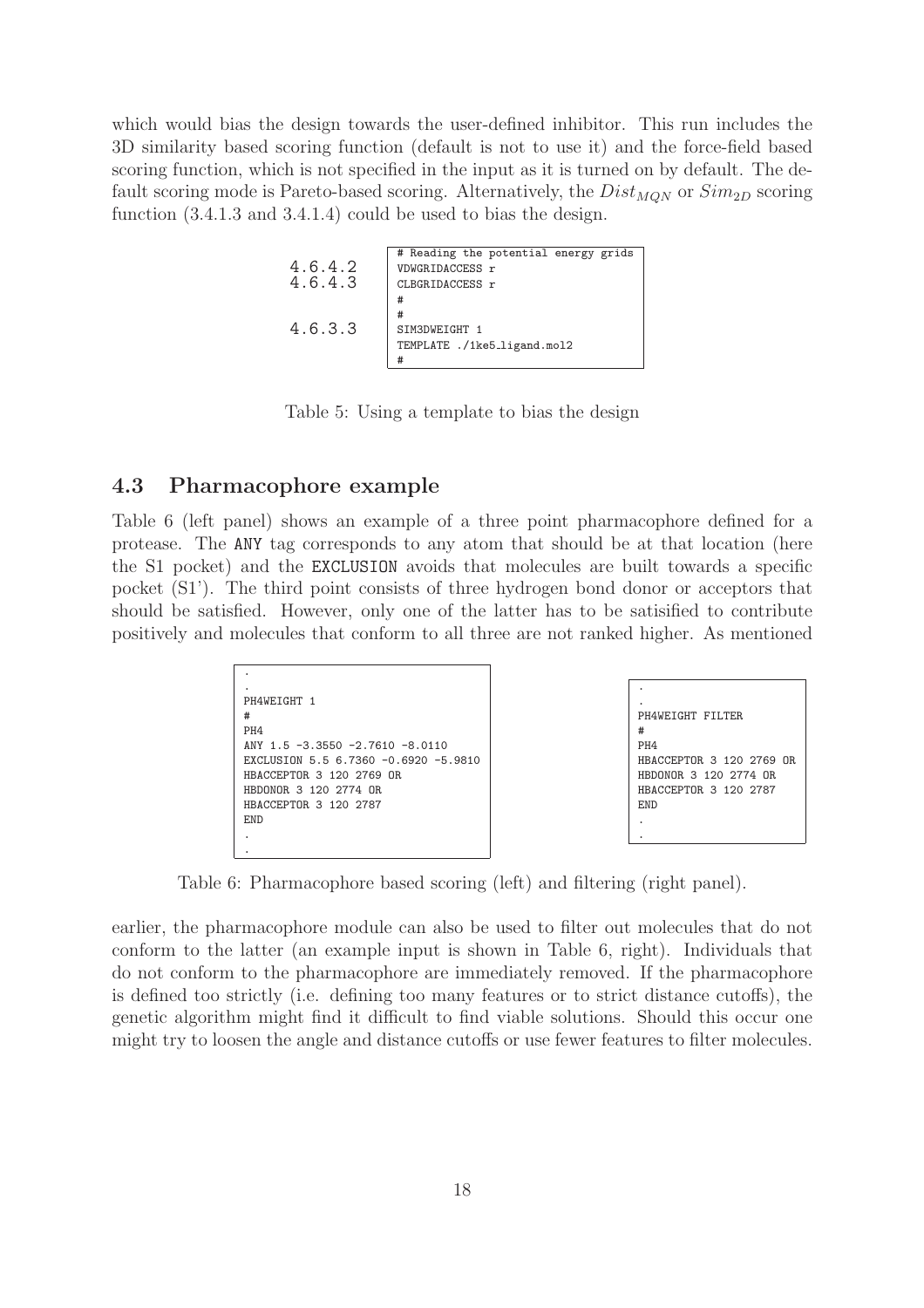which would bias the design towards the user-defined inhibitor. This run includes the 3D similarity based scoring function (default is not to use it) and the force-field based scoring function, which is not specified in the input as it is turned on by default. The default scoring mode is Pareto-based scoring. Alternatively, the $Dist_{MQN}$ or $Sim_{2D}$ scoring function (3.4.1.3 and 3.4.1.4) could be used to bias the design.

```
        # Reading the potential energy grids
4.6.4.2 VDWGRIDACCESS r
4.6.4.3 CLBGRIDACCESS r
        #
        #
4.6.3.3 SIM3DWEIGHT 1
        TEMPLATE ./1ke5_ligand.mol2
        #
```

Table 5: Using a template to bias the design

## 4.3 Pharmacophore example

Table 6 (left panel) shows an example of a three point pharmacophore defined for a protease. The `ANY` tag corresponds to any atom that should be at that location (here the S1 pocket) and the `EXCLUSION` avoids that molecules are built towards a specific pocket (S1'). The third point consists of three hydrogen bond donor or acceptors that should be satisfied. However, only one of the latter has to be satisified to contribute positively and molecules that conform to all three are not ranked higher. As mentioned earlier, the pharmacophore module can also be used to filter out molecules that do not conform to the latter (an example input is shown in Table 6, right). Individuals that do not conform to the pharmacophore are immediately removed. If the pharmacophore is defined too strictly (i.e. defining too many features or to strict distance cutoffs), the genetic algorithm might find it difficult to find viable solutions. Should this occur one might try to loosen the angle and distance cutoffs or use fewer features to filter molecules.

```
.
.
PH4WEIGHT 1
#
PH4
ANY 1.5 -3.3550 -2.7610 -8.0110
EXCLUSION 5.5 6.7360 -0.6920 -5.9810
HBACCEPTOR 3 120 2769 OR
HBDONOR 3 120 2774 OR
HBACCEPTOR 3 120 2787
END
.
.
```

```
.
.
PH4WEIGHT FILTER
#
PH4
HBACCEPTOR 3 120 2769 OR
HBDONOR 3 120 2774 OR
HBACCEPTOR 3 120 2787
END
.
.
```

Table 6: Pharmacophore based scoring (left) and filtering (right panel).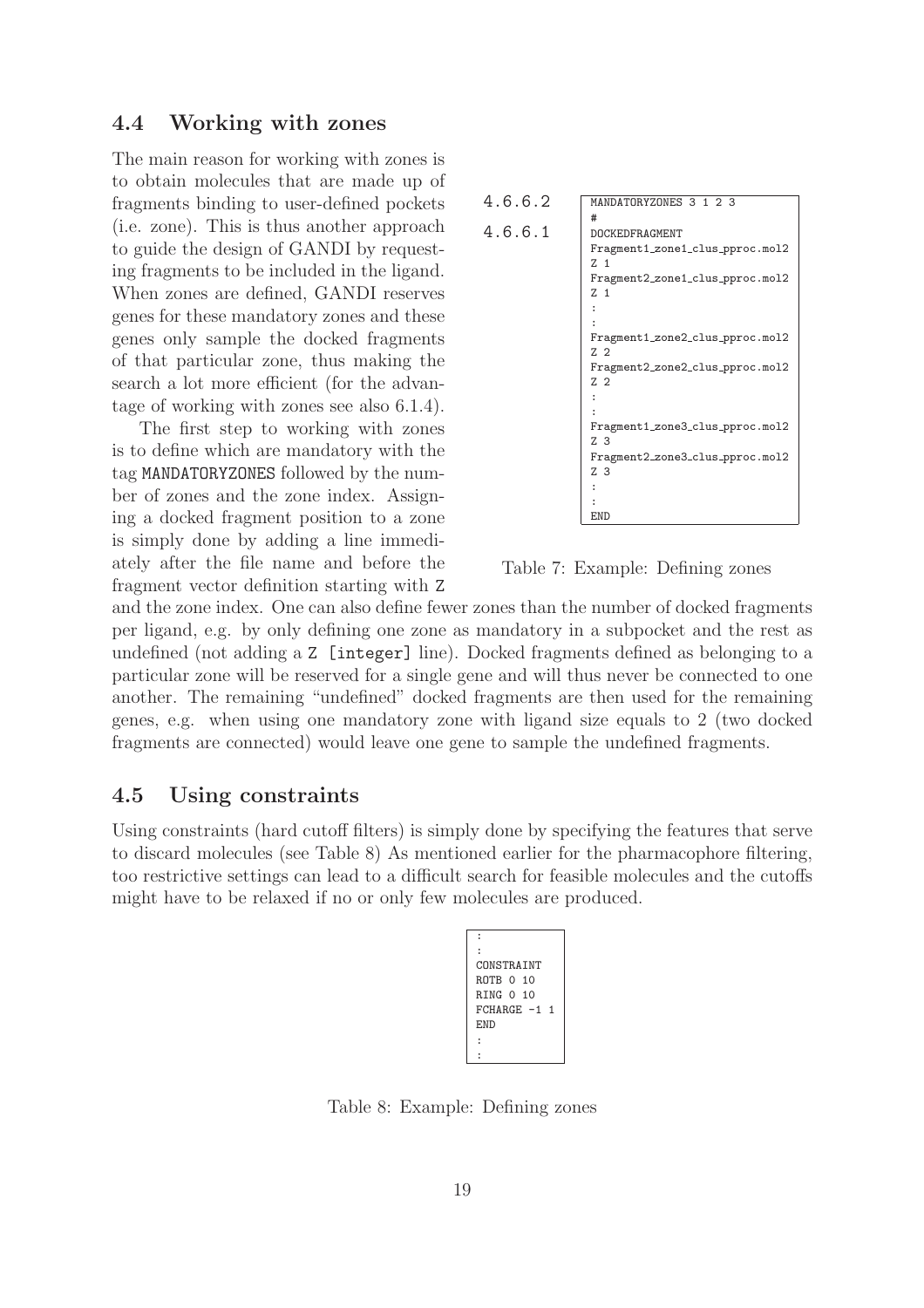## 4.4 Working with zones

The main reason for working with zones is to obtain molecules that are made up of fragments binding to user-defined pockets (i.e. zone). This is thus another approach to guide the design of GANDI by requesting fragments to be included in the ligand. When zones are defined, GANDI reserves genes for these mandatory zones and these genes only sample the docked fragments of that particular zone, thus making the search a lot more efficient (for the advantage of working with zones see also 6.1.4).

The first step to working with zones is to define which are mandatory with the tag MANDATORYZONES followed by the number of zones and the zone index. Assigning a docked fragment position to a zone is simply done by adding a line immediately after the file name and before the fragment vector definition starting with Z and the zone index. One can also define fewer zones than the number of docked fragments per ligand, e.g. by only defining one zone as mandatory in a subpocket and the rest as undefined (not adding a Z [integer] line). Docked fragments defined as belonging to a particular zone will be reserved for a single gene and will thus never be connected to one another. The remaining "undefined" docked fragments are then used for the remaining genes, e.g. when using one mandatory zone with ligand size equals to 2 (two docked fragments are connected) would leave one gene to sample the undefined fragments.

4.6.6.2

4.6.6.1

```
MANDATORYZONES 3 1 2 3
#
DOCKEDFRAGMENT
Fragment1_zone1_clus_pproc.mol2
Z 1
Fragment2_zone1_clus_pproc.mol2
Z 1
:
:
Fragment1_zone2_clus_pproc.mol2
Z 2
Fragment2_zone2_clus_pproc.mol2
Z 2
:
:
Fragment1_zone3_clus_pproc.mol2
Z 3
Fragment2_zone3_clus_pproc.mol2
Z 3
:
:
END
```

Table 7: Example: Defining zones

## 4.5 Using constraints

Using constraints (hard cutoff filters) is simply done by specifying the features that serve to discard molecules (see Table 8) As mentioned earlier for the pharmacophore filtering, too restrictive settings can lead to a difficult search for feasible molecules and the cutoffs might have to be relaxed if no or only few molecules are produced.

```
:
:
CONSTRAINT
ROTB 0 10
RING 0 10
FCHARGE -1 1
END
:
:
```

Table 8: Example: Defining zones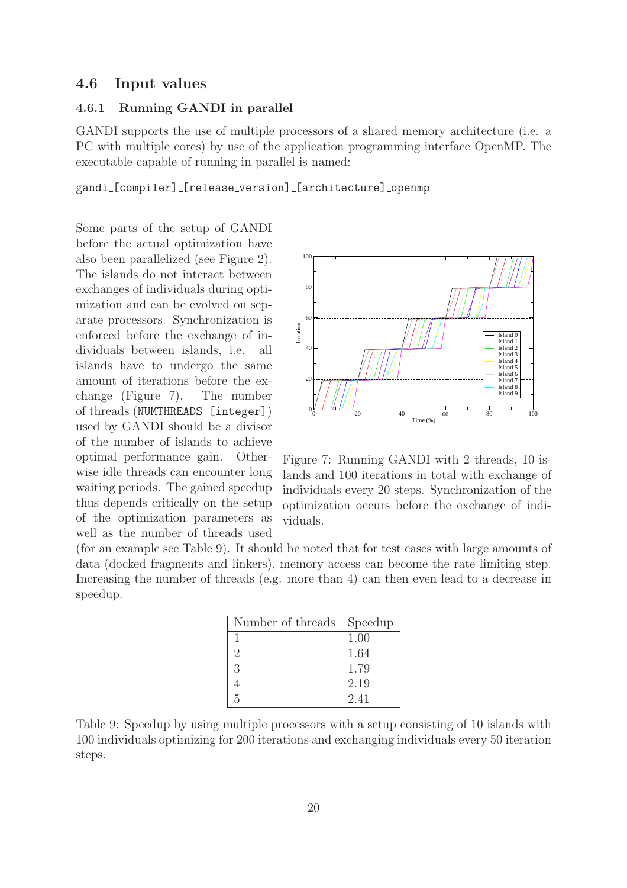## 4.6 Input values

### 4.6.1 Running GANDI in parallel

GANDI supports the use of multiple processors of a shared memory architecture (i.e. a PC with multiple cores) by use of the application programming interface OpenMP. The executable capable of running in parallel is named:

```
gandi_[compiler]_[release_version]_[architecture]_openmp
```

Some parts of the setup of GANDI before the actual optimization have also been parallelized (see Figure 2). The islands do not interact between exchanges of individuals during optimization and can be evolved on separate processors. Synchronization is enforced before the exchange of individuals between islands, i.e. all islands have to undergo the same amount of iterations before the exchange (Figure 7). The number of threads (`NUMTHREADS [integer]`) used by GANDI should be a divisor of the number of islands to achieve optimal performance gain. Otherwise idle threads can encounter long waiting periods. The gained speedup thus depends critically on the setup of the optimization parameters as well as the number of threads used (for an example see Table 9). It should be noted that for test cases with large amounts of data (docked fragments and linkers), memory access can become the rate limiting step. Increasing the number of threads (e.g. more than 4) can then even lead to a decrease in speedup.

Figure 7: Running GANDI with 2 threads, 10 islands and 100 iterations in total with exchange of individuals every 20 steps. Synchronization of the optimization occurs before the exchange of individuals.

| Number of threads | Speedup |
|---|---|
| 1 | 1.00 |
| 2 | 1.64 |
| 3 | 1.79 |
| 4 | 2.19 |
| 5 | 2.41 |

Table 9: Speedup by using multiple processors with a setup consisting of 10 islands with 100 individuals optimizing for 200 iterations and exchanging individuals every 50 iteration steps.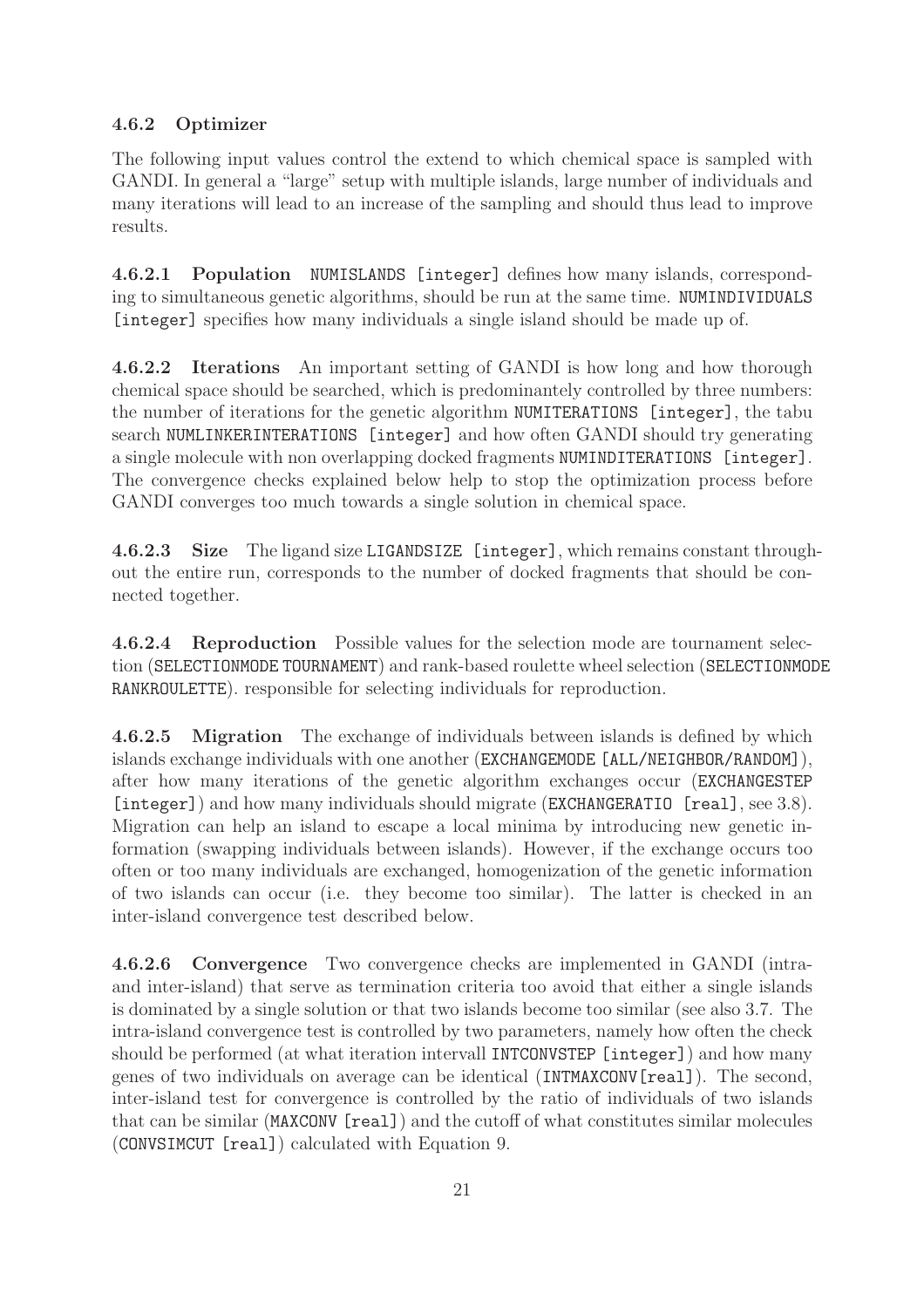### 4.6.2 Optimizer

The following input values control the extend to which chemical space is sampled with GANDI. In general a "large" setup with multiple islands, large number of individuals and many iterations will lead to an increase of the sampling and should thus lead to improve results.

**4.6.2.1 Population** `NUMISLANDS [integer]` defines how many islands, corresponding to simultaneous genetic algorithms, should be run at the same time. `NUMINDIVIDUALS [integer]` specifies how many individuals a single island should be made up of.

**4.6.2.2 Iterations** An important setting of GANDI is how long and how thorough chemical space should be searched, which is predominantely controlled by three numbers: the number of iterations for the genetic algorithm `NUMITERATIONS [integer]`, the tabu search `NUMLINKERINTERATIONS [integer]` and how often GANDI should try generating a single molecule with non overlapping docked fragments `NUMINDITERATIONS [integer]`. The convergence checks explained below help to stop the optimization process before GANDI converges too much towards a single solution in chemical space.

**4.6.2.3 Size** The ligand size `LIGANDSIZE [integer]`, which remains constant throughout the entire run, corresponds to the number of docked fragments that should be connected together.

**4.6.2.4 Reproduction** Possible values for the selection mode are tournament selection (`SELECTIONMODE TOURNAMENT`) and rank-based roulette wheel selection (`SELECTIONMODE RANKROULETTE`). responsible for selecting individuals for reproduction.

**4.6.2.5 Migration** The exchange of individuals between islands is defined by which islands exchange individuals with one another (`EXCHANGEMODE [ALL/NEIGHBOR/RANDOM]`), after how many iterations of the genetic algorithm exchanges occur (`EXCHANGESTEP [integer]`) and how many individuals should migrate (`EXCHANGERATIO [real]`, see 3.8). Migration can help an island to escape a local minima by introducing new genetic information (swapping individuals between islands). However, if the exchange occurs too often or too many individuals are exchanged, homogenization of the genetic information of two islands can occur (i.e. they become too similar). The latter is checked in an inter-island convergence test described below.

**4.6.2.6 Convergence** Two convergence checks are implemented in GANDI (intra- and inter-island) that serve as termination criteria too avoid that either a single islands is dominated by a single solution or that two islands become too similar (see also 3.7. The intra-island convergence test is controlled by two parameters, namely how often the check should be performed (at what iteration intervall `INTCONVSTEP [integer]`) and how many genes of two individuals on average can be identical (`INTMAXCONV[real]`). The second, inter-island test for convergence is controlled by the ratio of individuals of two islands that can be similar (`MAXCONV [real]`) and the cutoff of what constitutes similar molecules (`CONVSIMCUT [real]`) calculated with Equation 9.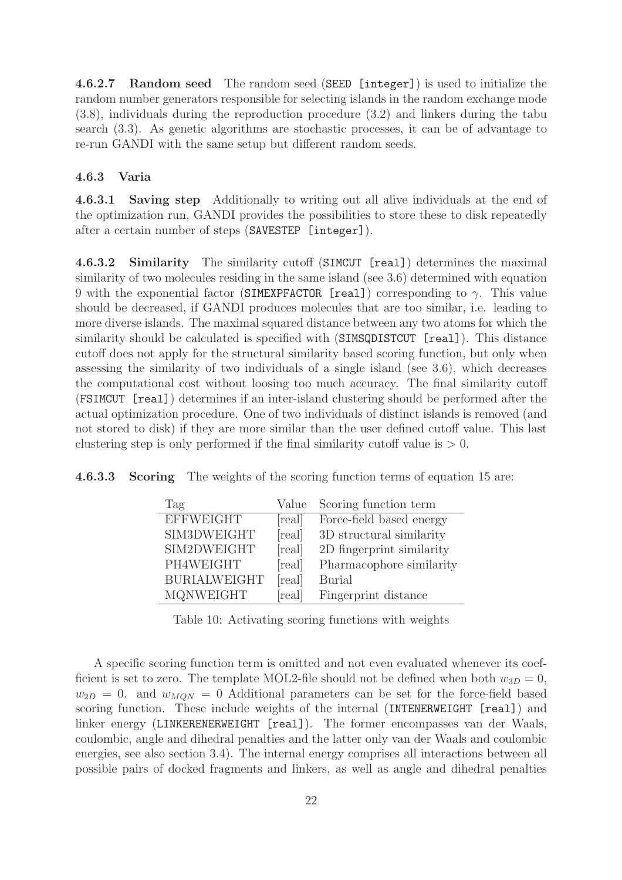**4.6.2.7 Random seed** The random seed (`SEED [integer]`) is used to initialize the random number generators responsible for selecting islands in the random exchange mode (3.8), individuals during the reproduction procedure (3.2) and linkers during the tabu search (3.3). As genetic algorithms are stochastic processes, it can be of advantage to re-run GANDI with the same setup but different random seeds.

### 4.6.3 Varia

**4.6.3.1 Saving step** Additionally to writing out all alive individuals at the end of the optimization run, GANDI provides the possibilities to store these to disk repeatedly after a certain number of steps (`SAVESTEP [integer]`).

**4.6.3.2 Similarity** The similarity cutoff (`SIMCUT [real]`) determines the maximal similarity of two molecules residing in the same island (see 3.6) determined with equation 9 with the exponential factor (`SIMEXPFACTOR [real]`) corresponding to $\gamma$. This value should be decreased, if GANDI produces molecules that are too similar, i.e. leading to more diverse islands. The maximal squared distance between any two atoms for which the similarity should be calculated is specified with (`SIMSQDISTCUT [real]`). This distance cutoff does not apply for the structural similarity based scoring function, but only when assessing the similarity of two individuals of a single island (see 3.6), which decreases the computational cost without loosing too much accuracy. The final similarity cutoff (`FSIMCUT [real]`) determines if an inter-island clustering should be performed after the actual optimization procedure. One of two individuals of distinct islands is removed (and not stored to disk) if they are more similar than the user defined cutoff value. This last clustering step is only performed if the final similarity cutoff value is $> 0$.

**4.6.3.3 Scoring** The weights of the scoring function terms of equation 15 are:

| Tag | Value | Scoring function term |
|---|---|---|
| EFFWEIGHT | [real] | Force-field based energy |
| SIM3DWEIGHT | [real] | 3D structural similarity |
| SIM2DWEIGHT | [real] | 2D fingerprint similarity |
| PH4WEIGHT | [real] | Pharmacophore similarity |
| BURIALWEIGHT | [real] | Burial |
| MQNWEIGHT | [real] | Fingerprint distance |

Table 10: Activating scoring functions with weights

A specific scoring function term is omitted and not even evaluated whenever its coefficient is set to zero. The template MOL2-file should not be defined when both $w_{3D} = 0$, $w_{2D} = 0.$ and $w_{MQN} = 0$ Additional parameters can be set for the force-field based scoring function. These include weights of the internal (`INTENERWEIGHT [real]`) and linker energy (`LINKERENERWEIGHT [real]`). The former encompasses van der Waals, coulombic, angle and dihedral penalties and the latter only van der Waals and coulombic energies, see also section 3.4). The internal energy comprises all interactions between all possible pairs of docked fragments and linkers, as well as angle and dihedral penalties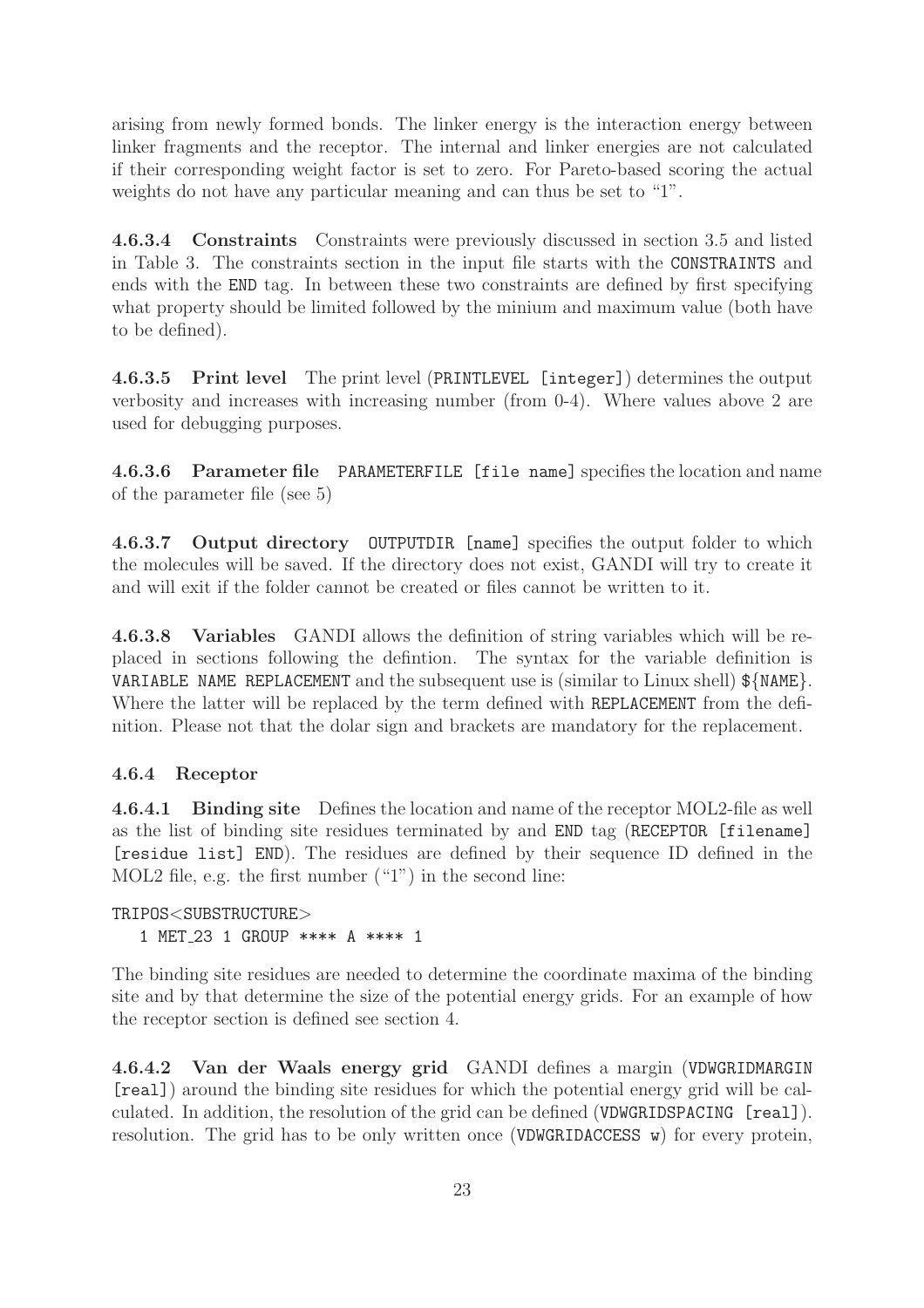arising from newly formed bonds. The linker energy is the interaction energy between linker fragments and the receptor. The internal and linker energies are not calculated if their corresponding weight factor is set to zero. For Pareto-based scoring the actual weights do not have any particular meaning and can thus be set to "1".

**4.6.3.4 Constraints** Constraints were previously discussed in section 3.5 and listed in Table 3. The constraints section in the input file starts with the `CONSTRAINTS` and ends with the `END` tag. In between these two constraints are defined by first specifying what property should be limited followed by the minium and maximum value (both have to be defined).

**4.6.3.5 Print level** The print level (`PRINTLEVEL [integer]`) determines the output verbosity and increases with increasing number (from 0-4). Where values above 2 are used for debugging purposes.

**4.6.3.6 Parameter file** `PARAMETERFILE [file name]` specifies the location and name of the parameter file (see 5)

**4.6.3.7 Output directory** `OUTPUTDIR [name]` specifies the output folder to which the molecules will be saved. If the directory does not exist, GANDI will try to create it and will exit if the folder cannot be created or files cannot be written to it.

**4.6.3.8 Variables** GANDI allows the definition of string variables which will be replaced in sections following the defintion. The syntax for the variable definition is `VARIABLE NAME REPLACEMENT` and the subsequent use is (similar to Linux shell) `${NAME}`. Where the latter will be replaced by the term defined with `REPLACEMENT` from the definition. Please not that the dolar sign and brackets are mandatory for the replacement.

### 4.6.4 Receptor

**4.6.4.1 Binding site** Defines the location and name of the receptor MOL2-file as well as the list of binding site residues terminated by and `END` tag (`RECEPTOR [filename] [residue list] END`). The residues are defined by their sequence ID defined in the MOL2 file, e.g. the first number ("1") in the second line:

```
TRIPOS<SUBSTRUCTURE>
   1 MET_23 1 GROUP **** A **** 1
```

The binding site residues are needed to determine the coordinate maxima of the binding site and by that determine the size of the potential energy grids. For an example of how the receptor section is defined see section 4.

**4.6.4.2 Van der Waals energy grid** GANDI defines a margin (`VDWGRIDMARGIN [real]`) around the binding site residues for which the potential energy grid will be calculated. In addition, the resolution of the grid can be defined (`VDWGRIDSPACING [real]`). resolution. The grid has to be only written once (`VDWGRIDACCESS w`) for every protein,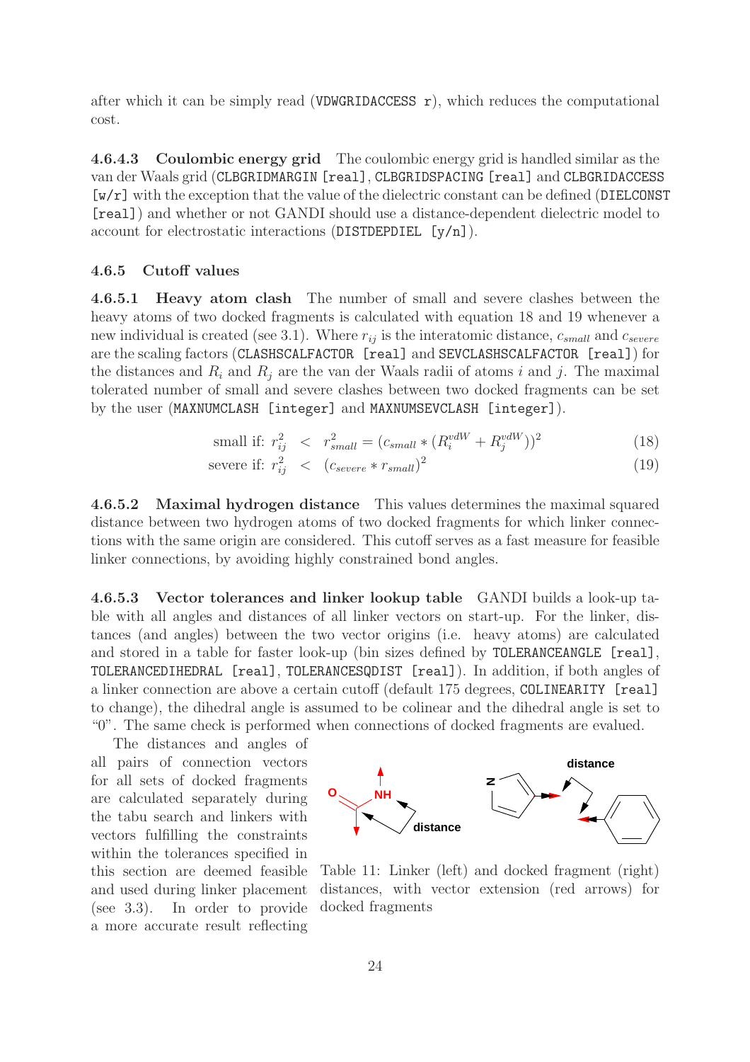after which it can be simply read (`VDWGRIDACCESS r`), which reduces the computational cost.

**4.6.4.3 Coulombic energy grid** The coulombic energy grid is handled similar as the van der Waals grid (`CLBGRIDMARGIN [real]`, `CLBGRIDSPACING [real]` and `CLBGRIDACCESS [w/r]` with the exception that the value of the dielectric constant can be defined (`DIELCONST [real]`) and whether or not GANDI should use a distance-dependent dielectric model to account for electrostatic interactions (`DISTDEPDIEL [y/n]`).

### 4.6.5 Cutoff values

**4.6.5.1 Heavy atom clash** The number of small and severe clashes between the heavy atoms of two docked fragments is calculated with equation 18 and 19 whenever a new individual is created (see 3.1). Where $r_{ij}$ is the interatomic distance, $c_{small}$ and $c_{severe}$ are the scaling factors (`CLASHSCALFACTOR [real]` and `SEVCLASHSCALFACTOR [real]`) for the distances and $R_i$ and $R_j$ are the van der Waals radii of atoms $i$ and $j$. The maximal tolerated number of small and severe clashes between two docked fragments can be set by the user (`MAXNUMCLASH [integer]` and `MAXNUMSEVCLASH [integer]`).

$$\text{small if: } r_{ij}^2 \;<\; r_{small}^2 = (c_{small} * (R_i^{vdW} + R_j^{vdW}))^2 \tag{18}$$

$$\text{severe if: } r_{ij}^2 \;<\; (c_{severe} * r_{small})^2 \tag{19}$$

**4.6.5.2 Maximal hydrogen distance** This values determines the maximal squared distance between two hydrogen atoms of two docked fragments for which linker connections with the same origin are considered. This cutoff serves as a fast measure for feasible linker connections, by avoiding highly constrained bond angles.

**4.6.5.3 Vector tolerances and linker lookup table** GANDI builds a look-up table with all angles and distances of all linker vectors on start-up. For the linker, distances (and angles) between the two vector origins (i.e. heavy atoms) are calculated and stored in a table for faster look-up (bin sizes defined by `TOLERANCEANGLE [real]`, `TOLERANCEDIHEDRAL [real]`, `TOLERANCESQDIST [real]`). In addition, if both angles of a linker connection are above a certain cutoff (default 175 degrees, `COLINEARITY [real]` to change), the dihedral angle is assumed to be colinear and the dihedral angle is set to "0". The same check is performed when connections of docked fragments are evalued.

The distances and angles of all pairs of connection vectors for all sets of docked fragments are calculated separately during the tabu search and linkers with vectors fulfilling the constraints within the tolerances specified in this section are deemed feasible and used during linker placement (see 3.3). In order to provide a more accurate result reflecting

Table 11: Linker (left) and docked fragment (right) distances, with vector extension (red arrows) for docked fragments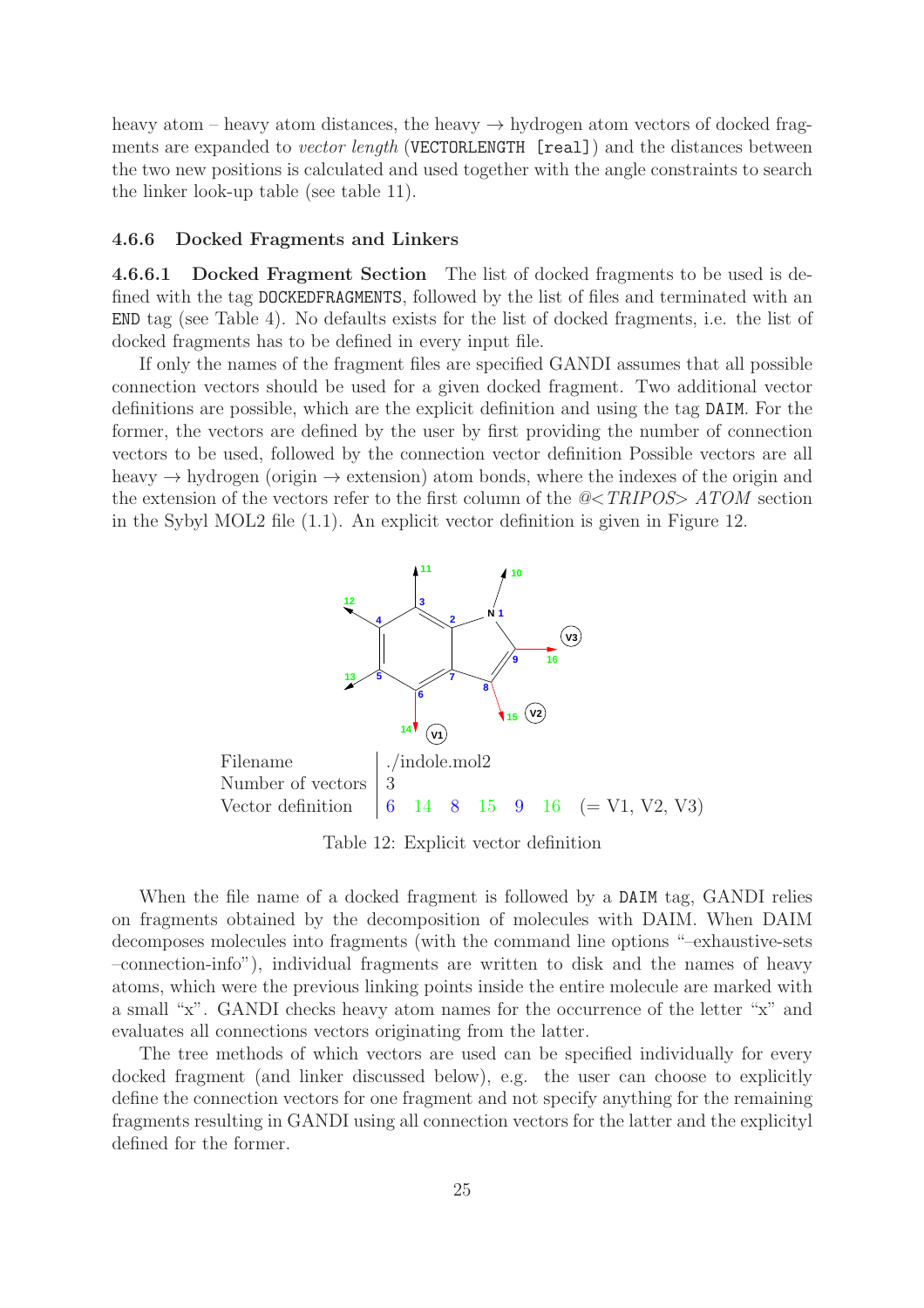heavy atom – heavy atom distances, the heavy → hydrogen atom vectors of docked fragments are expanded to *vector length* (`VECTORLENGTH [real]`) and the distances between the two new positions is calculated and used together with the angle constraints to search the linker look-up table (see table 11).

### 4.6.6 Docked Fragments and Linkers

**4.6.6.1 Docked Fragment Section** The list of docked fragments to be used is defined with the tag `DOCKEDFRAGMENTS`, followed by the list of files and terminated with an `END` tag (see Table 4). No defaults exists for the list of docked fragments, i.e. the list of docked fragments has to be defined in every input file.

If only the names of the fragment files are specified GANDI assumes that all possible connection vectors should be used for a given docked fragment. Two additional vector definitions are possible, which are the explicit definition and using the tag `DAIM`. For the former, the vectors are defined by the user by first providing the number of connection vectors to be used, followed by the connection vector definition Possible vectors are all heavy → hydrogen (origin → extension) atom bonds, where the indexes of the origin and the extension of the vectors refer to the first column of the *@<TRIPOS> ATOM* section in the Sybyl MOL2 file (1.1). An explicit vector definition is given in Figure 12.

| | |
|---|---|
| Filename | ./indole.mol2 |
| Number of vectors | 3 |
| Vector definition | 6 14 8 15 9 16 (= V1, V2, V3) |

Table 12: Explicit vector definition

When the file name of a docked fragment is followed by a `DAIM` tag, GANDI relies on fragments obtained by the decomposition of molecules with DAIM. When DAIM decomposes molecules into fragments (with the command line options "–exhaustive-sets –connection-info"), individual fragments are written to disk and the names of heavy atoms, which were the previous linking points inside the entire molecule are marked with a small "x". GANDI checks heavy atom names for the occurrence of the letter "x" and evaluates all connections vectors originating from the latter.

The tree methods of which vectors are used can be specified individually for every docked fragment (and linker discussed below), e.g. the user can choose to explicitly define the connection vectors for one fragment and not specify anything for the remaining fragments resulting in GANDI using all connection vectors for the latter and the explicityl defined for the former.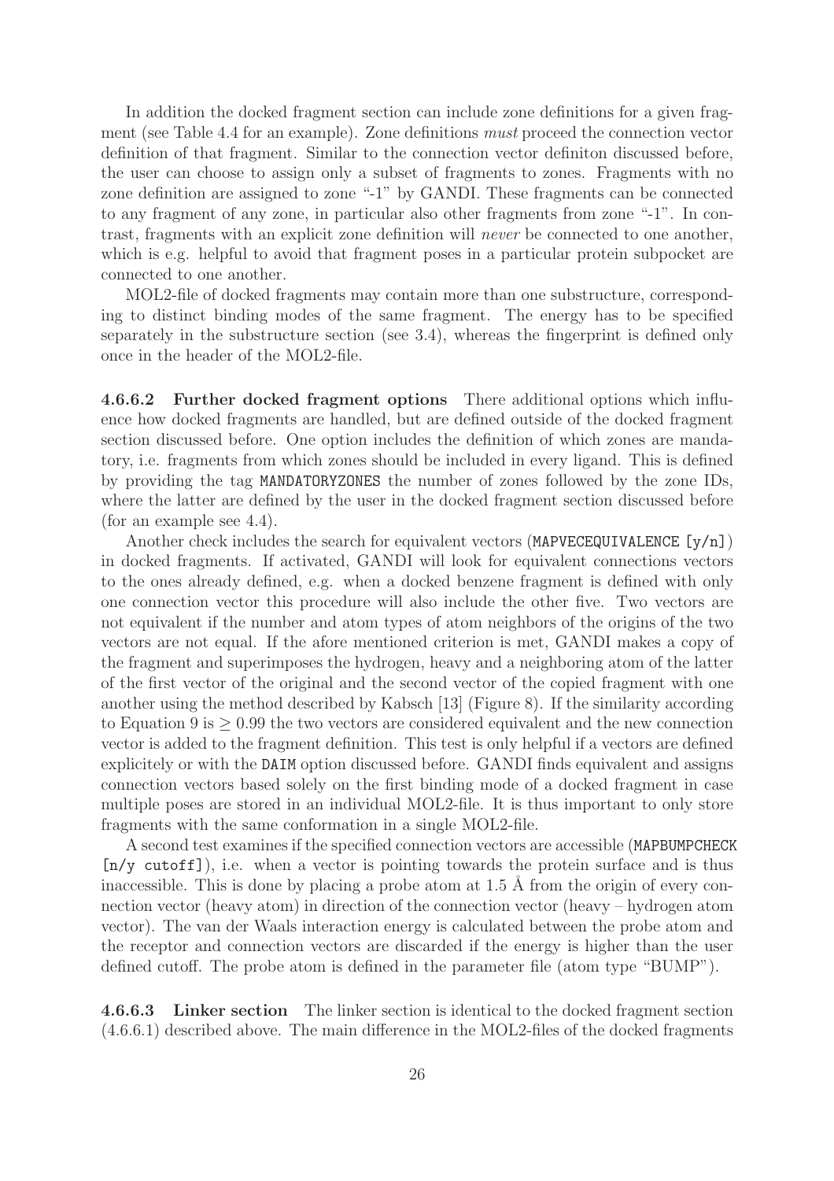In addition the docked fragment section can include zone definitions for a given fragment (see Table 4.4 for an example). Zone definitions *must* proceed the connection vector definition of that fragment. Similar to the connection vector definiton discussed before, the user can choose to assign only a subset of fragments to zones. Fragments with no zone definition are assigned to zone "-1" by GANDI. These fragments can be connected to any fragment of any zone, in particular also other fragments from zone "-1". In contrast, fragments with an explicit zone definition will *never* be connected to one another, which is e.g. helpful to avoid that fragment poses in a particular protein subpocket are connected to one another.

MOL2-file of docked fragments may contain more than one substructure, corresponding to distinct binding modes of the same fragment. The energy has to be specified separately in the substructure section (see 3.4), whereas the fingerprint is defined only once in the header of the MOL2-file.

**4.6.6.2 Further docked fragment options** There additional options which influence how docked fragments are handled, but are defined outside of the docked fragment section discussed before. One option includes the definition of which zones are mandatory, i.e. fragments from which zones should be included in every ligand. This is defined by providing the tag `MANDATORYZONES` the number of zones followed by the zone IDs, where the latter are defined by the user in the docked fragment section discussed before (for an example see 4.4).

Another check includes the search for equivalent vectors (`MAPVECEQUIVALENCE [y/n]`) in docked fragments. If activated, GANDI will look for equivalent connections vectors to the ones already defined, e.g. when a docked benzene fragment is defined with only one connection vector this procedure will also include the other five. Two vectors are not equivalent if the number and atom types of atom neighbors of the origins of the two vectors are not equal. If the afore mentioned criterion is met, GANDI makes a copy of the fragment and superimposes the hydrogen, heavy and a neighboring atom of the latter of the first vector of the original and the second vector of the copied fragment with one another using the method described by Kabsch [13] (Figure 8). If the similarity according to Equation 9 is $\geq 0.99$ the two vectors are considered equivalent and the new connection vector is added to the fragment definition. This test is only helpful if a vectors are defined explicitely or with the `DAIM` option discussed before. GANDI finds equivalent and assigns connection vectors based solely on the first binding mode of a docked fragment in case multiple poses are stored in an individual MOL2-file. It is thus important to only store fragments with the same conformation in a single MOL2-file.

A second test examines if the specified connection vectors are accessible (`MAPBUMPCHECK [n/y cutoff]`), i.e. when a vector is pointing towards the protein surface and is thus inaccessible. This is done by placing a probe atom at 1.5 Å from the origin of every connection vector (heavy atom) in direction of the connection vector (heavy – hydrogen atom vector). The van der Waals interaction energy is calculated between the probe atom and the receptor and connection vectors are discarded if the energy is higher than the user defined cutoff. The probe atom is defined in the parameter file (atom type "BUMP").

**4.6.6.3 Linker section** The linker section is identical to the docked fragment section (4.6.6.1) described above. The main difference in the MOL2-files of the docked fragments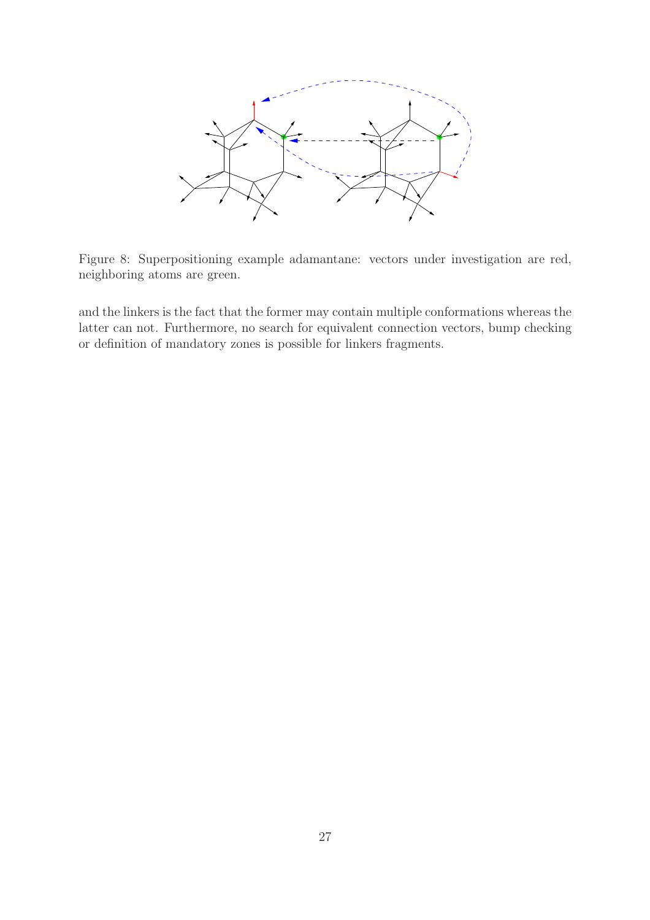Figure 8: Superpositioning example adamantane: vectors under investigation are red, neighboring atoms are green.

and the linkers is the fact that the former may contain multiple conformations whereas the latter can not. Furthermore, no search for equivalent connection vectors, bump checking or definition of mandatory zones is possible for linkers fragments.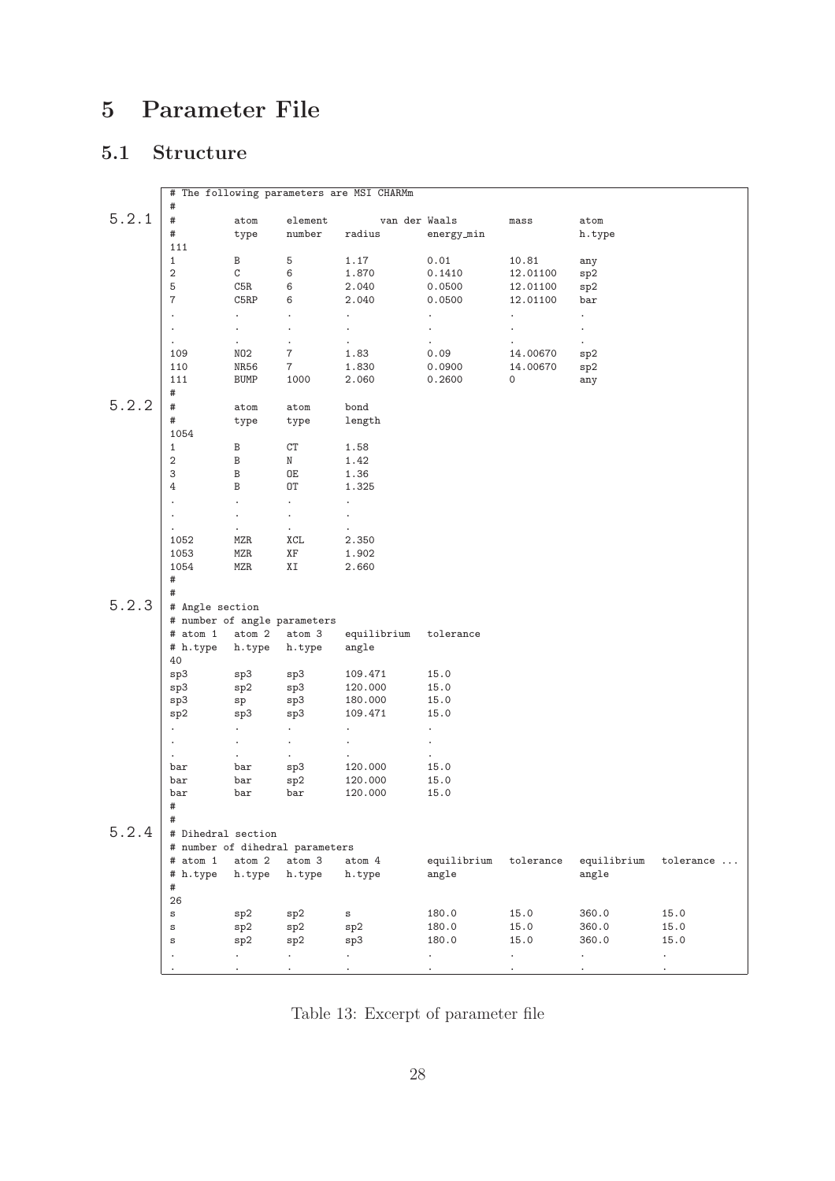# 5 Parameter File

## 5.1 Structure

```
# The following parameters are MSI CHARMm
#
#          atom      element         van der Waals         mass        atom
#          type      number    radius          energy_min              h.type
111
1          B         5         1.17            0.01        10.81       any
2          C         6         1.870           0.1410      12.01100    sp2
5          C5R       6         2.040           0.0500      12.01100    sp2
7          C5RP      6         2.040           0.0500      12.01100    bar
.          .         .         .               .           .           .
.          .         .         .               .           .           .
.          .         .         .               .           .           .
109        NO2       7         1.83            0.09        14.00670    sp2
110        NR56      7         1.830           0.0900      14.00670    sp2
111        BUMP      1000      2.060           0.2600      0           any
#
#          atom      atom      bond
#          type      type      length
1054
1          B         CT        1.58
2          B         N         1.42
3          B         OE        1.36
4          B         OT        1.325
.          .         .         .
.          .         .         .
.          .         .         .
1052       MZR       XCL       2.350
1053       MZR       XF        1.902
1054       MZR       XI        2.660
#
#
# Angle section
# number of angle parameters
# atom 1   atom 2    atom 3    equilibrium   tolerance
# h.type   h.type    h.type    angle
40
sp3        sp3       sp3       109.471       15.0
sp3        sp2       sp3       120.000       15.0
sp3        sp        sp3       180.000       15.0
sp2        sp3       sp3       109.471       15.0
.          .         .         .             .
.          .         .         .             .
.          .         .         .             .
bar        bar       sp3       120.000       15.0
bar        bar       sp2       120.000       15.0
bar        bar       bar       120.000       15.0
#
#
# Dihedral section
# number of dihedral parameters
# atom 1   atom 2    atom 3    atom 4        equilibrium   tolerance   equilibrium   tolerance ...
# h.type   h.type    h.type    h.type        angle                     angle
#
26
s          sp2       sp2       s             180.0         15.0        360.0         15.0
s          sp2       sp2       sp2           180.0         15.0        360.0         15.0
s          sp2       sp2       sp3           180.0         15.0        360.0         15.0
.          .         .         .             .             .           .             .
.          .         .         .             .             .           .             .
```

Section markers in the left margin: 5.2.1 (atom types), 5.2.2 (bond lengths), 5.2.3 (angle section), 5.2.4 (dihedral section).

Table 13: Excerpt of parameter file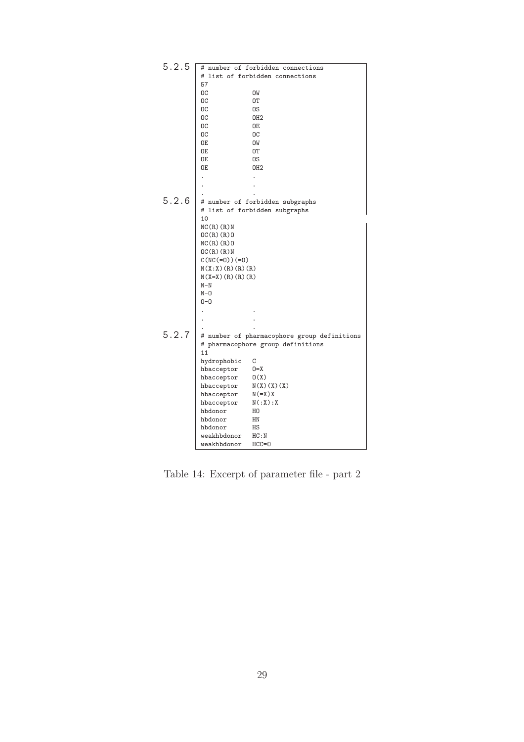5.2.5

```
# number of forbidden connections
# list of forbidden connections
57
OC            OW
OC            OT
OC            OS
OC            OH2
OC            OE
OC            OC
OE            OW
OE            OT
OE            OS
OE            OH2
.             .
.             .
.             .
```

5.2.6

```
# number of forbidden subgraphs
# list of forbidden subgraphs
10
NC(R)(R)N
OC(R)(R)O
NC(R)(R)O
OC(R)(R)N
C(NC(=O))(=O)
N(X:X)(R)(R)(R)
N(X=X)(R)(R)(R)
N-N
N-O
O-O
.             .
.             .
.             .
```

5.2.7

```
# number of pharmacophore group definitions
# pharmacophore group definitions
11
hydrophobic   C
hbacceptor    O=X
hbacceptor    O(X)
hbacceptor    N(X)(X)(X)
hbacceptor    N(=X)X
hbacceptor    N(:X):X
hbdonor       HO
hbdonor       HN
hbdonor       HS
weakhbdonor   HC:N
weakhbdonor   HCC=O
```

Table 14: Excerpt of parameter file - part 2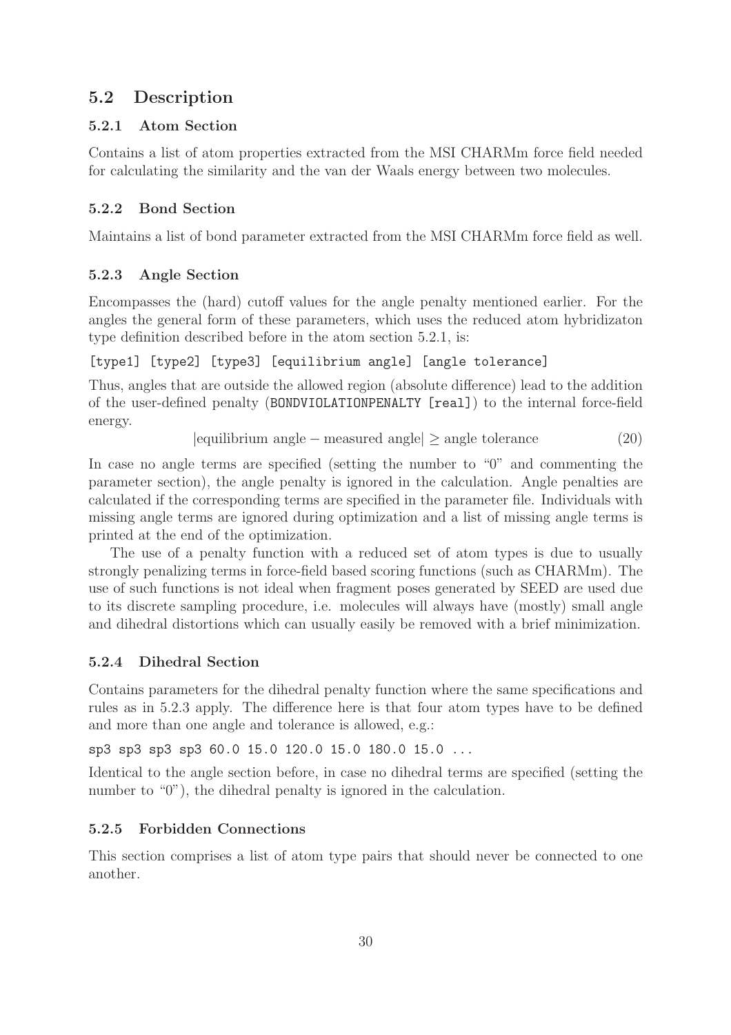## 5.2 Description

### 5.2.1 Atom Section

Contains a list of atom properties extracted from the MSI CHARMm force field needed for calculating the similarity and the van der Waals energy between two molecules.

### 5.2.2 Bond Section

Maintains a list of bond parameter extracted from the MSI CHARMm force field as well.

### 5.2.3 Angle Section

Encompasses the (hard) cutoff values for the angle penalty mentioned earlier. For the angles the general form of these parameters, which uses the reduced atom hybridizaton type definition described before in the atom section 5.2.1, is:

```
[type1] [type2] [type3] [equilibrium angle] [angle tolerance]
```

Thus, angles that are outside the allowed region (absolute difference) lead to the addition of the user-defined penalty (`BONDVIOLATIONPENALTY [real]`) to the internal force-field energy.

$$|\text{equilibrium angle} - \text{measured angle}| \geq \text{angle tolerance} \tag{20}$$

In case no angle terms are specified (setting the number to "0" and commenting the parameter section), the angle penalty is ignored in the calculation. Angle penalties are calculated if the corresponding terms are specified in the parameter file. Individuals with missing angle terms are ignored during optimization and a list of missing angle terms is printed at the end of the optimization.

The use of a penalty function with a reduced set of atom types is due to usually strongly penalizing terms in force-field based scoring functions (such as CHARMm). The use of such functions is not ideal when fragment poses generated by SEED are used due to its discrete sampling procedure, i.e. molecules will always have (mostly) small angle and dihedral distortions which can usually easily be removed with a brief minimization.

### 5.2.4 Dihedral Section

Contains parameters for the dihedral penalty function where the same specifications and rules as in 5.2.3 apply. The difference here is that four atom types have to be defined and more than one angle and tolerance is allowed, e.g.:

```
sp3 sp3 sp3 sp3 60.0 15.0 120.0 15.0 180.0 15.0 ...
```

Identical to the angle section before, in case no dihedral terms are specified (setting the number to "0"), the dihedral penalty is ignored in the calculation.

### 5.2.5 Forbidden Connections

This section comprises a list of atom type pairs that should never be connected to one another.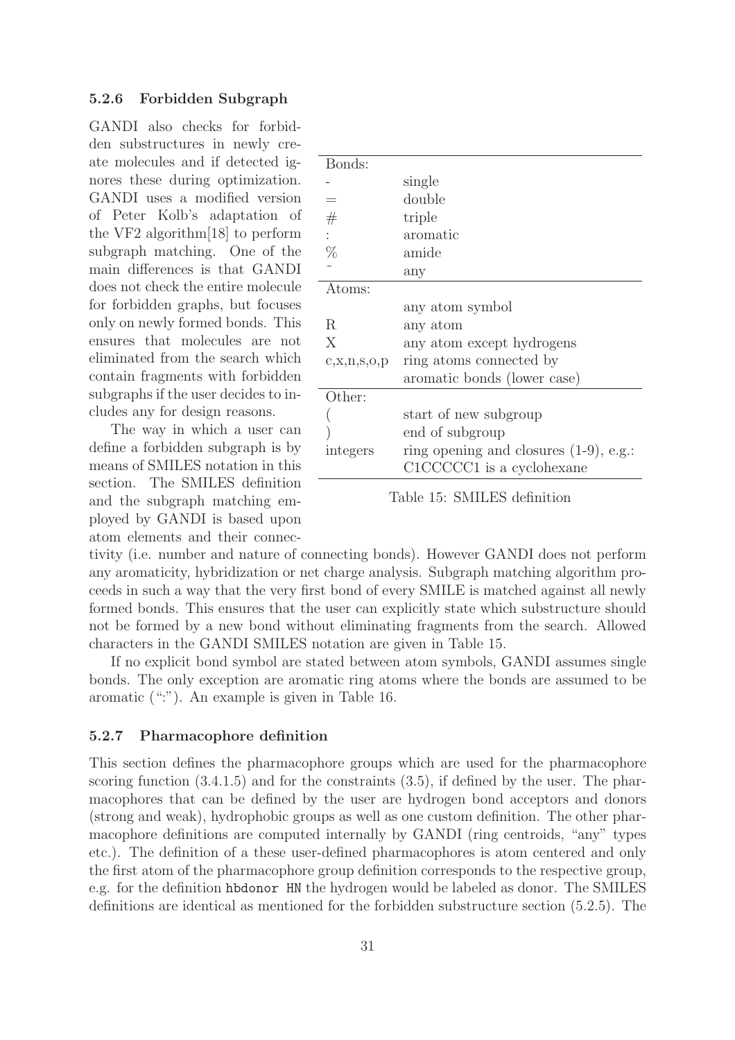### 5.2.6 Forbidden Subgraph

GANDI also checks for forbidden substructures in newly create molecules and if detected ignores these during optimization. GANDI uses a modified version of Peter Kolb's adaptation of the VF2 algorithm[18] to perform subgraph matching. One of the main differences is that GANDI does not check the entire molecule for forbidden graphs, but focuses only on newly formed bonds. This ensures that molecules are not eliminated from the search which contain fragments with forbidden subgraphs if the user decides to includes any for design reasons.

The way in which a user can define a forbidden subgraph is by means of SMILES notation in this section. The SMILES definition and the subgraph matching employed by GANDI is based upon atom elements and their connectivity (i.e. number and nature of connecting bonds). However GANDI does not perform any aromaticity, hybridization or net charge analysis. Subgraph matching algorithm proceeds in such a way that the very first bond of every SMILE is matched against all newly formed bonds. This ensures that the user can explicitly state which substructure should not be formed by a new bond without eliminating fragments from the search. Allowed characters in the GANDI SMILES notation are given in Table 15.

| Bonds: | |
|---|---|
| - | single |
| = | double |
| # | triple |
| : | aromatic |
| % | amide |
| ~ | any |
| **Atoms:** | |
| | any atom symbol |
| R | any atom |
| X | any atom except hydrogens |
| c,x,n,s,o,p | ring atoms connected by aromatic bonds (lower case) |
| **Other:** | |
| ( | start of new subgroup |
| ) | end of subgroup |
| integers | ring opening and closures (1-9), e.g.: C1CCCCC1 is a cyclohexane |

Table 15: SMILES definition

If no explicit bond symbol are stated between atom symbols, GANDI assumes single bonds. The only exception are aromatic ring atoms where the bonds are assumed to be aromatic (":"). An example is given in Table 16.

### 5.2.7 Pharmacophore definition

This section defines the pharmacophore groups which are used for the pharmacophore scoring function (3.4.1.5) and for the constraints (3.5), if defined by the user. The pharmacophores that can be defined by the user are hydrogen bond acceptors and donors (strong and weak), hydrophobic groups as well as one custom definition. The other pharmacophore definitions are computed internally by GANDI (ring centroids, "any" types etc.). The definition of a these user-defined pharmacophores is atom centered and only the first atom of the pharmacophore group definition corresponds to the respective group, e.g. for the definition `hbdonor HN` the hydrogen would be labeled as donor. The SMILES definitions are identical as mentioned for the forbidden substructure section (5.2.5). The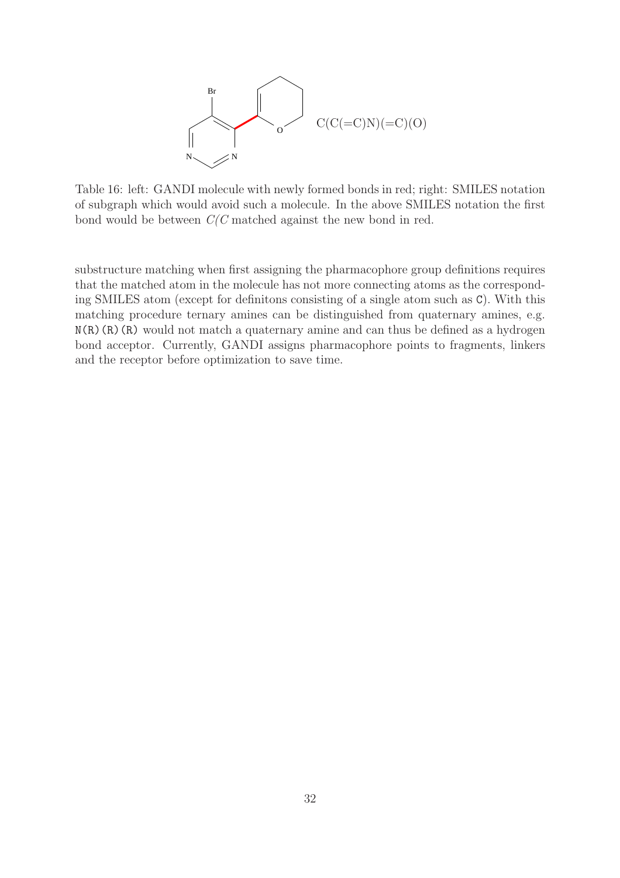C(C(=C)N)(=C)(O)

Table 16: left: GANDI molecule with newly formed bonds in red; right: SMILES notation of subgraph which would avoid such a molecule. In the above SMILES notation the first bond would be between *C(C* matched against the new bond in red.

substructure matching when first assigning the pharmacophore group definitions requires that the matched atom in the molecule has not more connecting atoms as the corresponding SMILES atom (except for definitons consisting of a single atom such as `C`). With this matching procedure ternary amines can be distinguished from quaternary amines, e.g. `N(R)(R)(R)` would not match a quaternary amine and can thus be defined as a hydrogen bond acceptor. Currently, GANDI assigns pharmacophore points to fragments, linkers and the receptor before optimization to save time.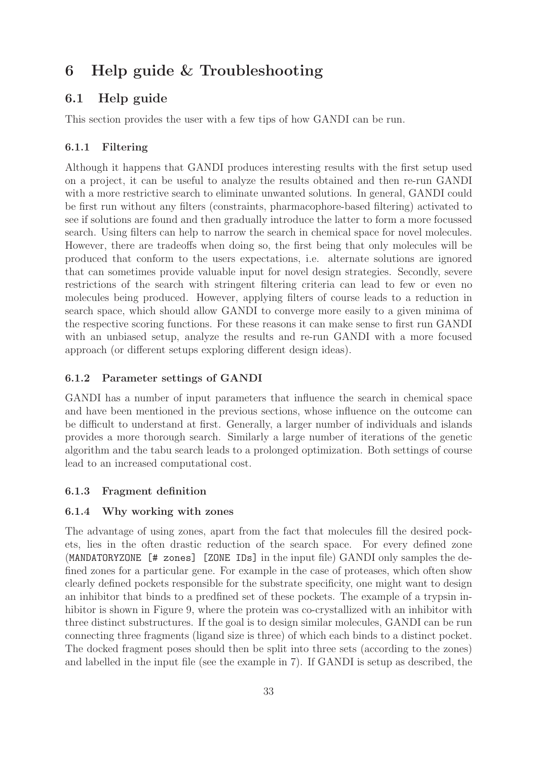# 6 Help guide & Troubleshooting

## 6.1 Help guide

This section provides the user with a few tips of how GANDI can be run.

### 6.1.1 Filtering

Although it happens that GANDI produces interesting results with the first setup used on a project, it can be useful to analyze the results obtained and then re-run GANDI with a more restrictive search to eliminate unwanted solutions. In general, GANDI could be first run without any filters (constraints, pharmacophore-based filtering) activated to see if solutions are found and then gradually introduce the latter to form a more focussed search. Using filters can help to narrow the search in chemical space for novel molecules. However, there are tradeoffs when doing so, the first being that only molecules will be produced that conform to the users expectations, i.e. alternate solutions are ignored that can sometimes provide valuable input for novel design strategies. Secondly, severe restrictions of the search with stringent filtering criteria can lead to few or even no molecules being produced. However, applying filters of course leads to a reduction in search space, which should allow GANDI to converge more easily to a given minima of the respective scoring functions. For these reasons it can make sense to first run GANDI with an unbiased setup, analyze the results and re-run GANDI with a more focused approach (or different setups exploring different design ideas).

### 6.1.2 Parameter settings of GANDI

GANDI has a number of input parameters that influence the search in chemical space and have been mentioned in the previous sections, whose influence on the outcome can be difficult to understand at first. Generally, a larger number of individuals and islands provides a more thorough search. Similarly a large number of iterations of the genetic algorithm and the tabu search leads to a prolonged optimization. Both settings of course lead to an increased computational cost.

### 6.1.3 Fragment definition

### 6.1.4 Why working with zones

The advantage of using zones, apart from the fact that molecules fill the desired pockets, lies in the often drastic reduction of the search space. For every defined zone (`MANDATORYZONE [# zones] [ZONE IDs]` in the input file) GANDI only samples the defined zones for a particular gene. For example in the case of proteases, which often show clearly defined pockets responsible for the substrate specificity, one might want to design an inhibitor that binds to a predfined set of these pockets. The example of a trypsin inhibitor is shown in Figure 9, where the protein was co-crystallized with an inhibitor with three distinct substructures. If the goal is to design similar molecules, GANDI can be run connecting three fragments (ligand size is three) of which each binds to a distinct pocket. The docked fragment poses should then be split into three sets (according to the zones) and labelled in the input file (see the example in 7). If GANDI is setup as described, the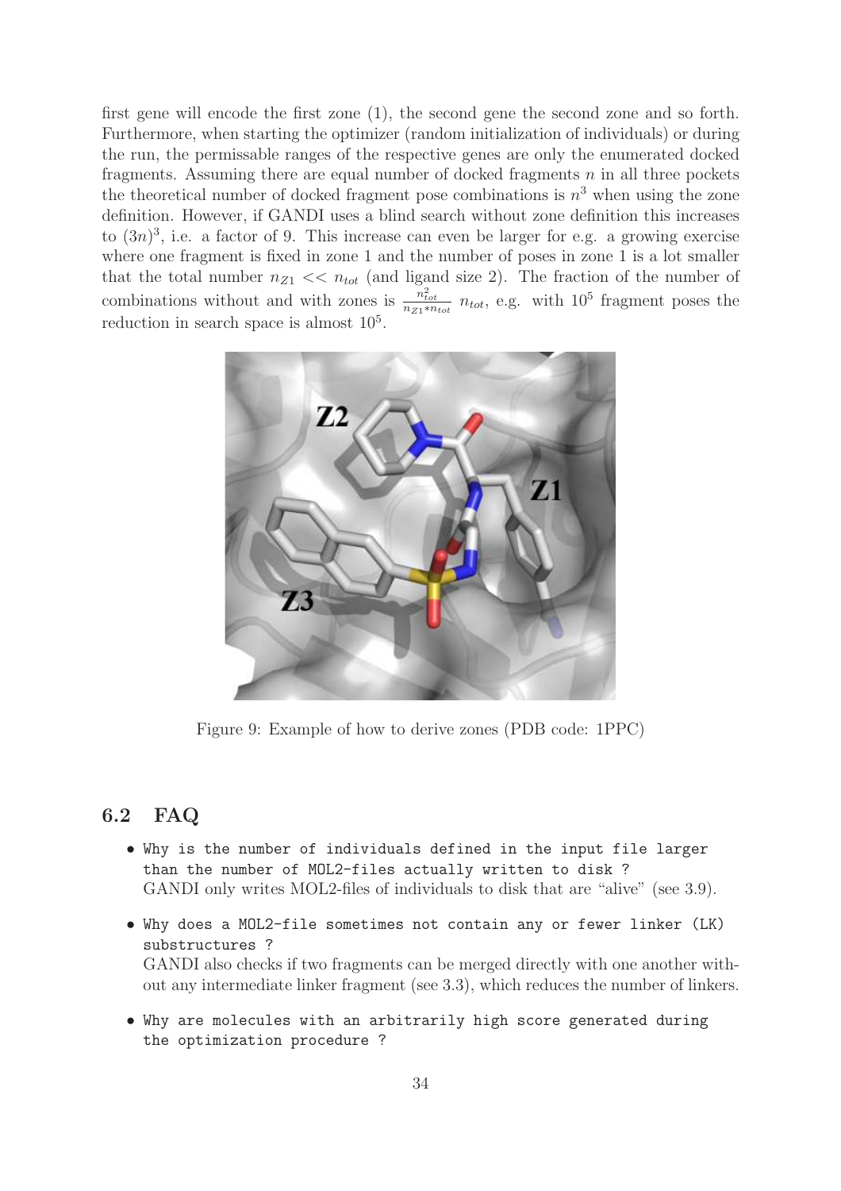first gene will encode the first zone (1), the second gene the second zone and so forth. Furthermore, when starting the optimizer (random initialization of individuals) or during the run, the permissable ranges of the respective genes are only the enumerated docked fragments. Assuming there are equal number of docked fragments $n$ in all three pockets the theoretical number of docked fragment pose combinations is $n^3$ when using the zone definition. However, if GANDI uses a blind search without zone definition this increases to $(3n)^3$, i.e. a factor of 9. This increase can even be larger for e.g. a growing exercise where one fragment is fixed in zone 1 and the number of poses in zone 1 is a lot smaller that the total number $n_{Z1} << n_{tot}$ (and ligand size 2). The fraction of the number of combinations without and with zones is $\frac{n_{tot}^2}{n_{Z1} * n_{tot}}$ $n_{tot}$, e.g. with $10^5$ fragment poses the reduction in search space is almost $10^5$.

Figure 9: Example of how to derive zones (PDB code: 1PPC)

## 6.2 FAQ

- `Why is the number of individuals defined in the input file larger than the number of MOL2-files actually written to disk ?`
  GANDI only writes MOL2-files of individuals to disk that are "alive" (see 3.9).
- `Why does a MOL2-file sometimes not contain any or fewer linker (LK) substructures ?`
  GANDI also checks if two fragments can be merged directly with one another without any intermediate linker fragment (see 3.3), which reduces the number of linkers.
- `Why are molecules with an arbitrarily high score generated during the optimization procedure ?`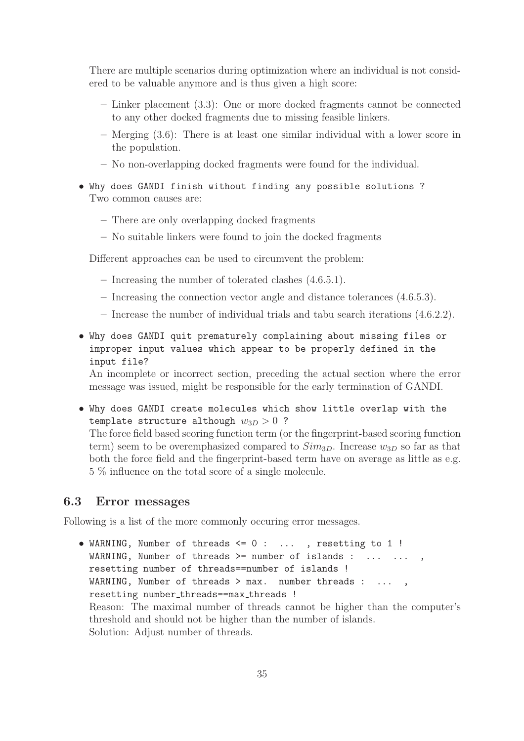There are multiple scenarios during optimization where an individual is not considered to be valuable anymore and is thus given a high score:

  – Linker placement (3.3): One or more docked fragments cannot be connected to any other docked fragments due to missing feasible linkers.
  – Merging (3.6): There is at least one similar individual with a lower score in the population.
  – No non-overlapping docked fragments were found for the individual.

- `Why does GANDI finish without finding any possible solutions ?`
  Two common causes are:

  – There are only overlapping docked fragments
  – No suitable linkers were found to join the docked fragments

  Different approaches can be used to circumvent the problem:

  – Increasing the number of tolerated clashes (4.6.5.1).
  – Increasing the connection vector angle and distance tolerances (4.6.5.3).
  – Increase the number of individual trials and tabu search iterations (4.6.2.2).

- `Why does GANDI quit prematurely complaining about missing files or improper input values which appear to be properly defined in the input file?`
  An incomplete or incorrect section, preceding the actual section where the error message was issued, might be responsible for the early termination of GANDI.

- `Why does GANDI create molecules which show little overlap with the template structure although` $w_{3D} > 0$ `?`
  The force field based scoring function term (or the fingerprint-based scoring function term) seem to be overemphasized compared to $Sim_{3D}$. Increase $w_{3D}$ so far as that both the force field and the fingerprint-based term have on average as little as e.g. 5 % influence on the total score of a single molecule.

## 6.3 Error messages

Following is a list of the more commonly occuring error messages.

- `WARNING, Number of threads <= 0 : ... , resetting to 1 !`
  `WARNING, Number of threads >= number of islands : ... ... , resetting number of threads==number of islands !`
  `WARNING, Number of threads > max. number threads : ... , resetting number_threads==max_threads !`
  Reason: The maximal number of threads cannot be higher than the computer's threshold and should not be higher than the number of islands.
  Solution: Adjust number of threads.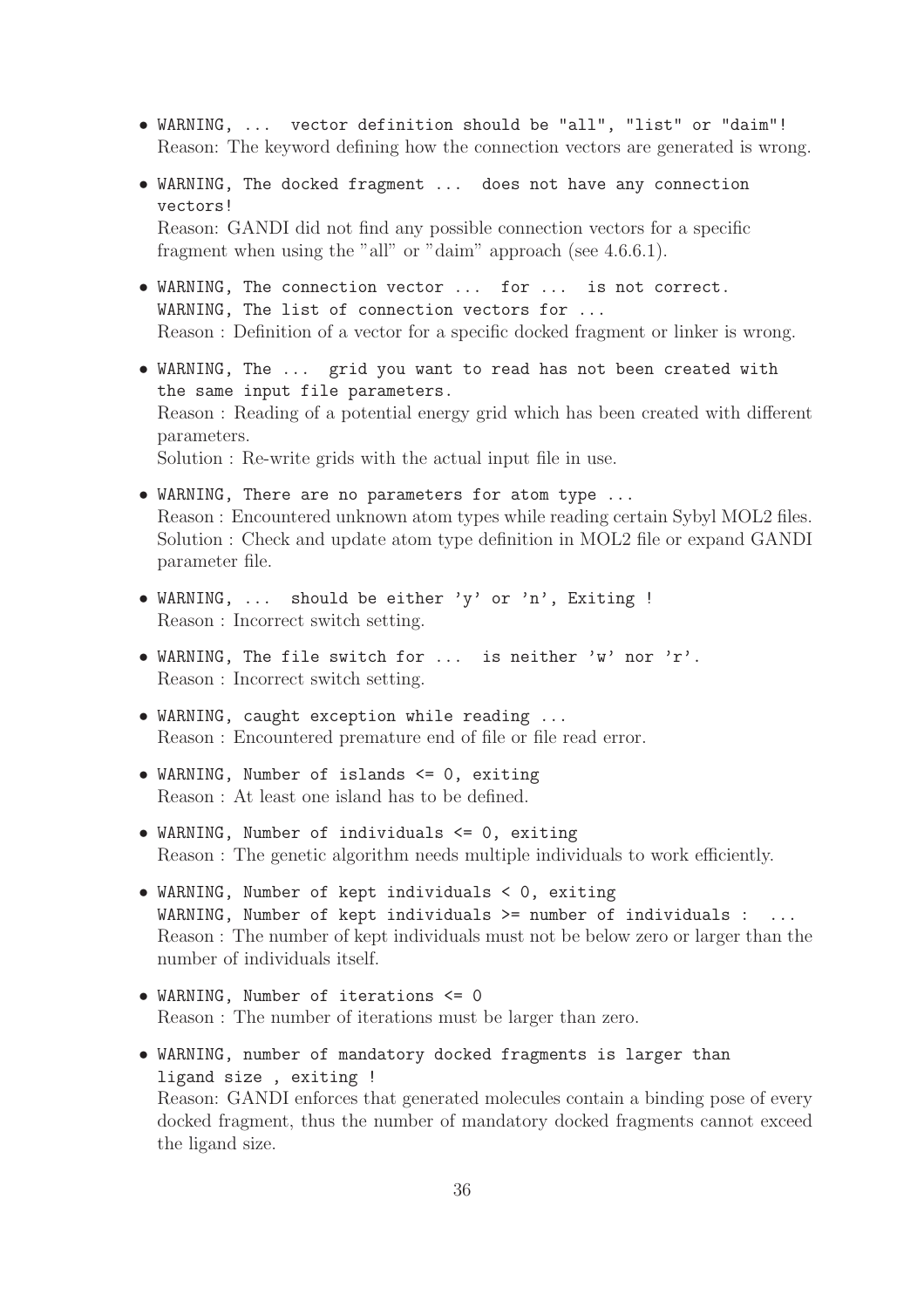- `WARNING, ... vector definition should be "all", "list" or "daim"!`
  Reason: The keyword defining how the connection vectors are generated is wrong.

- `WARNING, The docked fragment ... does not have any connection vectors!`
  Reason: GANDI did not find any possible connection vectors for a specific fragment when using the "all" or "daim" approach (see 4.6.6.1).

- `WARNING, The connection vector ... for ... is not correct.`
  `WARNING, The list of connection vectors for ...`
  Reason : Definition of a vector for a specific docked fragment or linker is wrong.

- `WARNING, The ... grid you want to read has not been created with the same input file parameters.`
  Reason : Reading of a potential energy grid which has been created with different parameters.
  Solution : Re-write grids with the actual input file in use.

- `WARNING, There are no parameters for atom type ...`
  Reason : Encountered unknown atom types while reading certain Sybyl MOL2 files.
  Solution : Check and update atom type definition in MOL2 file or expand GANDI parameter file.

- `WARNING, ... should be either 'y' or 'n', Exiting !`
  Reason : Incorrect switch setting.

- `WARNING, The file switch for ... is neither 'w' nor 'r'.`
  Reason : Incorrect switch setting.

- `WARNING, caught exception while reading ...`
  Reason : Encountered premature end of file or file read error.

- `WARNING, Number of islands <= 0, exiting`
  Reason : At least one island has to be defined.

- `WARNING, Number of individuals <= 0, exiting`
  Reason : The genetic algorithm needs multiple individuals to work efficiently.

- `WARNING, Number of kept individuals < 0, exiting`
  `WARNING, Number of kept individuals >= number of individuals : ...`
  Reason : The number of kept individuals must not be below zero or larger than the number of individuals itself.

- `WARNING, Number of iterations <= 0`
  Reason : The number of iterations must be larger than zero.

- `WARNING, number of mandatory docked fragments is larger than ligand size , exiting !`
  Reason: GANDI enforces that generated molecules contain a binding pose of every docked fragment, thus the number of mandatory docked fragments cannot exceed the ligand size.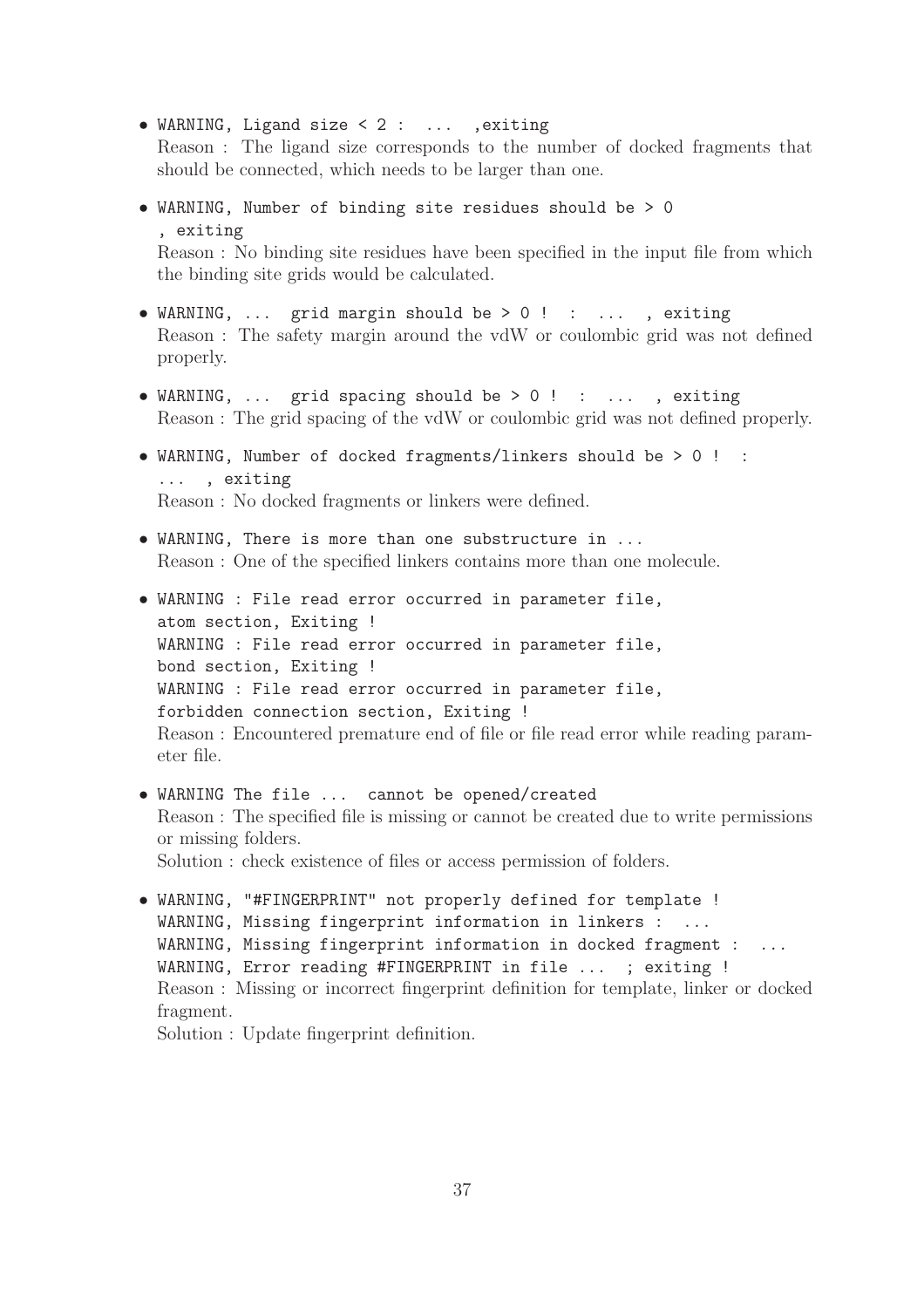- `WARNING, Ligand size < 2 : ... ,exiting`
  Reason : The ligand size corresponds to the number of docked fragments that should be connected, which needs to be larger than one.
- `WARNING, Number of binding site residues should be > 0 , exiting`
  Reason : No binding site residues have been specified in the input file from which the binding site grids would be calculated.
- `WARNING, ... grid margin should be > 0 ! : ... , exiting`
  Reason : The safety margin around the vdW or coulombic grid was not defined properly.
- `WARNING, ... grid spacing should be > 0 ! : ... , exiting`
  Reason : The grid spacing of the vdW or coulombic grid was not defined properly.
- `WARNING, Number of docked fragments/linkers should be > 0 ! : ... , exiting`
  Reason : No docked fragments or linkers were defined.
- `WARNING, There is more than one substructure in ...`
  Reason : One of the specified linkers contains more than one molecule.
- `WARNING : File read error occurred in parameter file, atom section, Exiting !`
  `WARNING : File read error occurred in parameter file, bond section, Exiting !`
  `WARNING : File read error occurred in parameter file, forbidden connection section, Exiting !`
  Reason : Encountered premature end of file or file read error while reading parameter file.
- `WARNING The file ... cannot be opened/created`
  Reason : The specified file is missing or cannot be created due to write permissions or missing folders.
  Solution : check existence of files or access permission of folders.
- `WARNING, "#FINGERPRINT" not properly defined for template !`
  `WARNING, Missing fingerprint information in linkers : ...`
  `WARNING, Missing fingerprint information in docked fragment : ...`
  `WARNING, Error reading #FINGERPRINT in file ... ; exiting !`
  Reason : Missing or incorrect fingerprint definition for template, linker or docked fragment.
  Solution : Update fingerprint definition.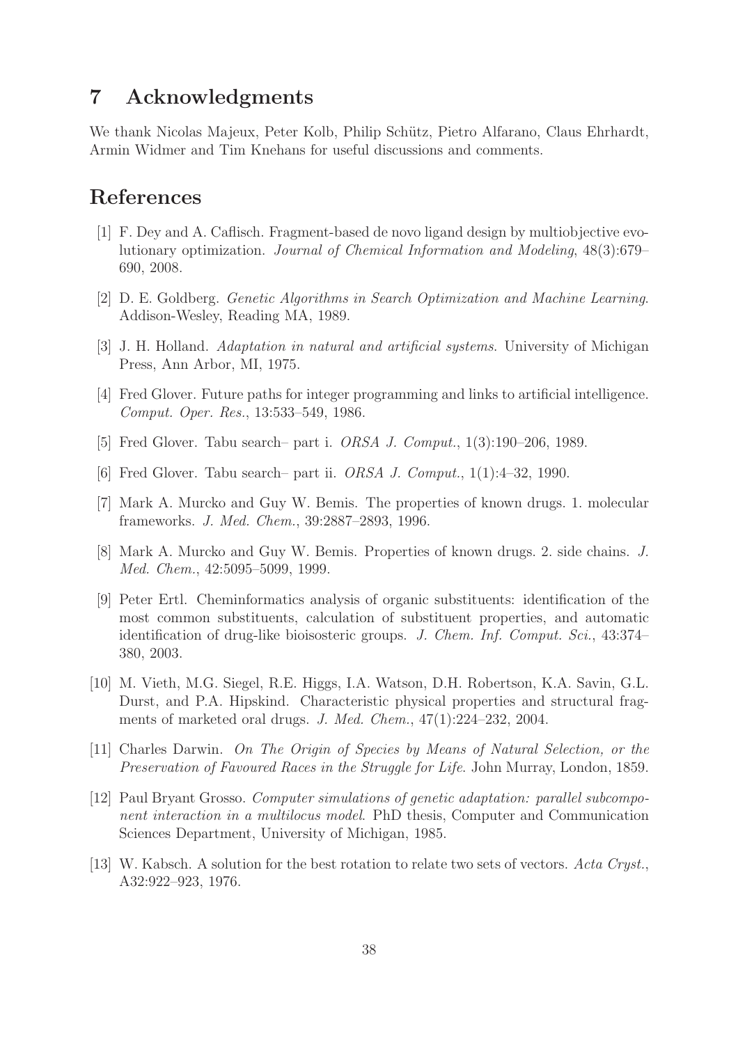# 7 Acknowledgments

We thank Nicolas Majeux, Peter Kolb, Philip Schütz, Pietro Alfarano, Claus Ehrhardt, Armin Widmer and Tim Knehans for useful discussions and comments.

# References

[1] F. Dey and A. Caflisch. Fragment-based de novo ligand design by multiobjective evolutionary optimization. *Journal of Chemical Information and Modeling*, 48(3):679–690, 2008.

[2] D. E. Goldberg. *Genetic Algorithms in Search Optimization and Machine Learning*. Addison-Wesley, Reading MA, 1989.

[3] J. H. Holland. *Adaptation in natural and artificial systems*. University of Michigan Press, Ann Arbor, MI, 1975.

[4] Fred Glover. Future paths for integer programming and links to artificial intelligence. *Comput. Oper. Res.*, 13:533–549, 1986.

[5] Fred Glover. Tabu search– part i. *ORSA J. Comput.*, 1(3):190–206, 1989.

[6] Fred Glover. Tabu search– part ii. *ORSA J. Comput.*, 1(1):4–32, 1990.

[7] Mark A. Murcko and Guy W. Bemis. The properties of known drugs. 1. molecular frameworks. *J. Med. Chem.*, 39:2887–2893, 1996.

[8] Mark A. Murcko and Guy W. Bemis. Properties of known drugs. 2. side chains. *J. Med. Chem.*, 42:5095–5099, 1999.

[9] Peter Ertl. Cheminformatics analysis of organic substituents: identification of the most common substituents, calculation of substituent properties, and automatic identification of drug-like bioisosteric groups. *J. Chem. Inf. Comput. Sci.*, 43:374–380, 2003.

[10] M. Vieth, M.G. Siegel, R.E. Higgs, I.A. Watson, D.H. Robertson, K.A. Savin, G.L. Durst, and P.A. Hipskind. Characteristic physical properties and structural fragments of marketed oral drugs. *J. Med. Chem.*, 47(1):224–232, 2004.

[11] Charles Darwin. *On The Origin of Species by Means of Natural Selection, or the Preservation of Favoured Races in the Struggle for Life*. John Murray, London, 1859.

[12] Paul Bryant Grosso. *Computer simulations of genetic adaptation: parallel subcomponent interaction in a multilocus model*. PhD thesis, Computer and Communication Sciences Department, University of Michigan, 1985.

[13] W. Kabsch. A solution for the best rotation to relate two sets of vectors. *Acta Cryst.*, A32:922–923, 1976.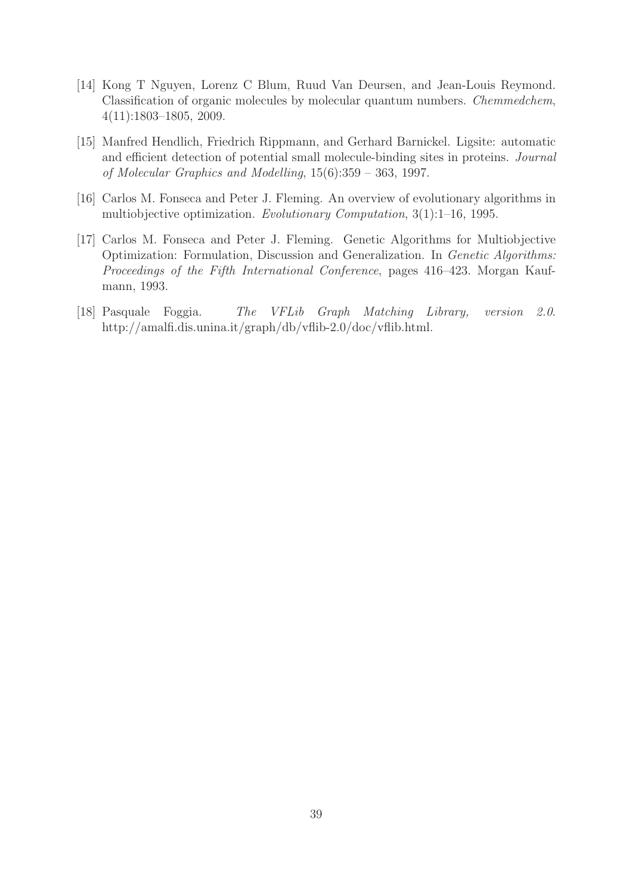[14] Kong T Nguyen, Lorenz C Blum, Ruud Van Deursen, and Jean-Louis Reymond. Classification of organic molecules by molecular quantum numbers. *Chemmedchem*, 4(11):1803–1805, 2009.

[15] Manfred Hendlich, Friedrich Rippmann, and Gerhard Barnickel. Ligsite: automatic and efficient detection of potential small molecule-binding sites in proteins. *Journal of Molecular Graphics and Modelling*, 15(6):359 – 363, 1997.

[16] Carlos M. Fonseca and Peter J. Fleming. An overview of evolutionary algorithms in multiobjective optimization. *Evolutionary Computation*, 3(1):1–16, 1995.

[17] Carlos M. Fonseca and Peter J. Fleming. Genetic Algorithms for Multiobjective Optimization: Formulation, Discussion and Generalization. In *Genetic Algorithms: Proceedings of the Fifth International Conference*, pages 416–423. Morgan Kaufmann, 1993.

[18] Pasquale Foggia. *The VFLib Graph Matching Library, version 2.0*. http://amalfi.dis.unina.it/graph/db/vflib-2.0/doc/vflib.html.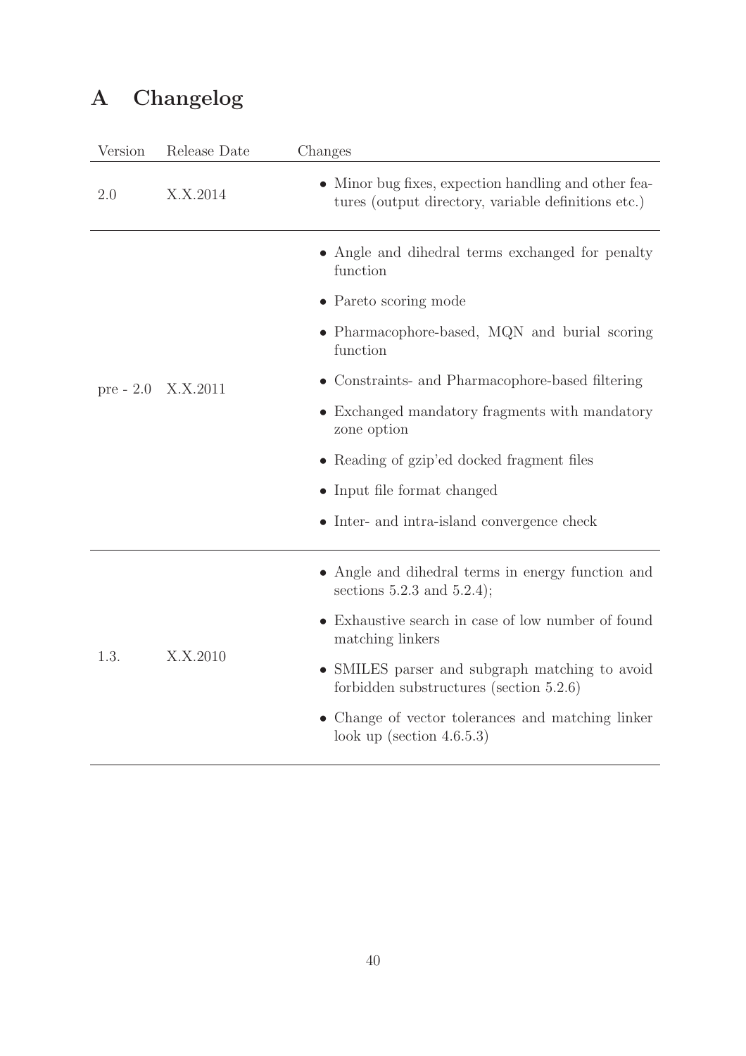# A Changelog

| Version | Release Date | Changes |
|---|---|---|
| 2.0 | X.X.2014 | • Minor bug fixes, expection handling and other features (output directory, variable definitions etc.) |
| pre - 2.0 | X.X.2011 | • Angle and dihedral terms exchanged for penalty function<br>• Pareto scoring mode<br>• Pharmacophore-based, MQN and burial scoring function<br>• Constraints- and Pharmacophore-based filtering<br>• Exchanged mandatory fragments with mandatory zone option<br>• Reading of gzip'ed docked fragment files<br>• Input file format changed<br>• Inter- and intra-island convergence check |
| 1.3. | X.X.2010 | • Angle and dihedral terms in energy function and sections 5.2.3 and 5.2.4);<br>• Exhaustive search in case of low number of found matching linkers<br>• SMILES parser and subgraph matching to avoid forbidden substructures (section 5.2.6)<br>• Change of vector tolerances and matching linker look up (section 4.6.5.3) |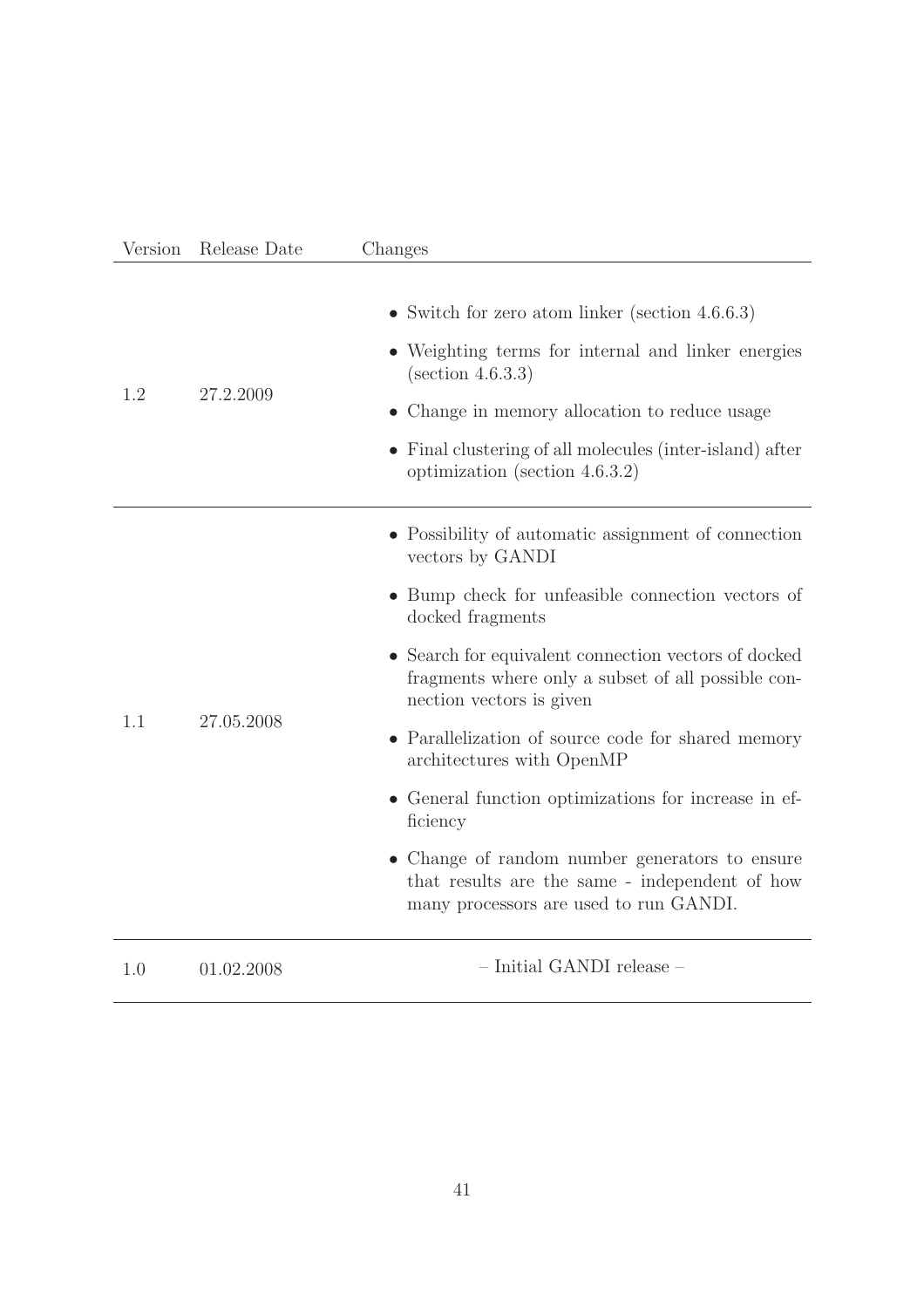| Version | Release Date | Changes |
|---|---|---|
| 1.2 | 27.2.2009 | • Switch for zero atom linker (section 4.6.6.3)<br>• Weighting terms for internal and linker energies (section 4.6.3.3)<br>• Change in memory allocation to reduce usage<br>• Final clustering of all molecules (inter-island) after optimization (section 4.6.3.2) |
| 1.1 | 27.05.2008 | • Possibility of automatic assignment of connection vectors by GANDI<br>• Bump check for unfeasible connection vectors of docked fragments<br>• Search for equivalent connection vectors of docked fragments where only a subset of all possible connection vectors is given<br>• Parallelization of source code for shared memory architectures with OpenMP<br>• General function optimizations for increase in efficiency<br>• Change of random number generators to ensure that results are the same - independent of how many processors are used to run GANDI. |
| 1.0 | 01.02.2008 | – Initial GANDI release – |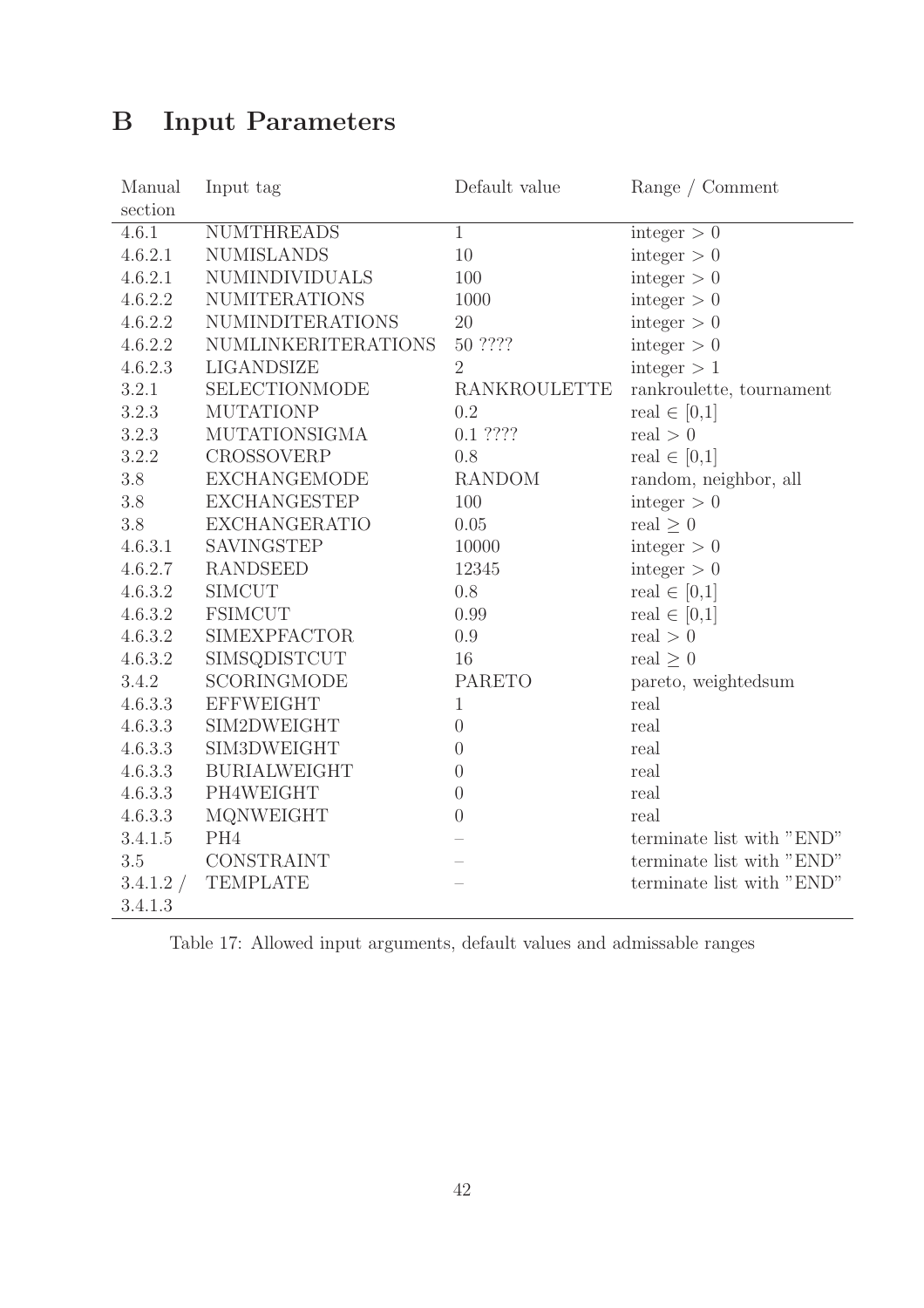# B Input Parameters

| Manual section | Input tag | Default value | Range / Comment |
|---|---|---|---|
| 4.6.1 | NUMTHREADS | 1 | integer $> 0$ |
| 4.6.2.1 | NUMISLANDS | 10 | integer $> 0$ |
| 4.6.2.1 | NUMINDIVIDUALS | 100 | integer $> 0$ |
| 4.6.2.2 | NUMITERATIONS | 1000 | integer $> 0$ |
| 4.6.2.2 | NUMINDITERATIONS | 20 | integer $> 0$ |
| 4.6.2.2 | NUMLINKERITERATIONS | 50 ???? | integer $> 0$ |
| 4.6.2.3 | LIGANDSIZE | 2 | integer $> 1$ |
| 3.2.1 | SELECTIONMODE | RANKROULETTE | rankroulette, tournament |
| 3.2.3 | MUTATIONP | 0.2 | real $\in$ [0,1] |
| 3.2.3 | MUTATIONSIGMA | 0.1 ???? | real $> 0$ |
| 3.2.2 | CROSSOVERP | 0.8 | real $\in$ [0,1] |
| 3.8 | EXCHANGEMODE | RANDOM | random, neighbor, all |
| 3.8 | EXCHANGESTEP | 100 | integer $> 0$ |
| 3.8 | EXCHANGERATIO | 0.05 | real $\geq 0$ |
| 4.6.3.1 | SAVINGSTEP | 10000 | integer $> 0$ |
| 4.6.2.7 | RANDSEED | 12345 | integer $> 0$ |
| 4.6.3.2 | SIMCUT | 0.8 | real $\in$ [0,1] |
| 4.6.3.2 | FSIMCUT | 0.99 | real $\in$ [0,1] |
| 4.6.3.2 | SIMEXPFACTOR | 0.9 | real $> 0$ |
| 4.6.3.2 | SIMSQDISTCUT | 16 | real $\geq 0$ |
| 3.4.2 | SCORINGMODE | PARETO | pareto, weightedsum |
| 4.6.3.3 | EFFWEIGHT | 1 | real |
| 4.6.3.3 | SIM2DWEIGHT | 0 | real |
| 4.6.3.3 | SIM3DWEIGHT | 0 | real |
| 4.6.3.3 | BURIALWEIGHT | 0 | real |
| 4.6.3.3 | PH4WEIGHT | 0 | real |
| 4.6.3.3 | MQNWEIGHT | 0 | real |
| 3.4.1.5 | PH4 | – | terminate list with "END" |
| 3.5 | CONSTRAINT | – | terminate list with "END" |
| 3.4.1.2 / 3.4.1.3 | TEMPLATE | – | terminate list with "END" |

Table 17: Allowed input arguments, default values and admissable ranges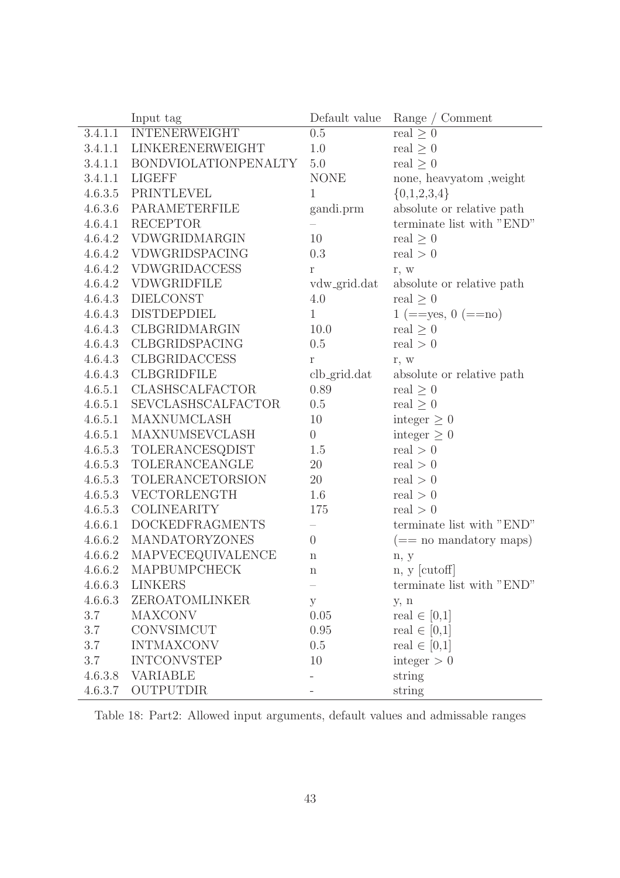| | Input tag | Default value | Range / Comment |
|---|---|---|---|
| 3.4.1.1 | INTENERWEIGHT | 0.5 | real $\geq 0$ |
| 3.4.1.1 | LINKERENERWEIGHT | 1.0 | real $\geq 0$ |
| 3.4.1.1 | BONDVIOLATIONPENALTY | 5.0 | real $\geq 0$ |
| 3.4.1.1 | LIGEFF | NONE | none, heavyatom ,weight |
| 4.6.3.5 | PRINTLEVEL | 1 | {0,1,2,3,4} |
| 4.6.3.6 | PARAMETERFILE | gandi.prm | absolute or relative path |
| 4.6.4.1 | RECEPTOR | – | terminate list with "END" |
| 4.6.4.2 | VDWGRIDMARGIN | 10 | real $\geq 0$ |
| 4.6.4.2 | VDWGRIDSPACING | 0.3 | real $> 0$ |
| 4.6.4.2 | VDWGRIDACCESS | r | r, w |
| 4.6.4.2 | VDWGRIDFILE | vdw_grid.dat | absolute or relative path |
| 4.6.4.3 | DIELCONST | 4.0 | real $\geq 0$ |
| 4.6.4.3 | DISTDEPDIEL | 1 | 1 (==yes, 0 (==no) |
| 4.6.4.3 | CLBGRIDMARGIN | 10.0 | real $\geq 0$ |
| 4.6.4.3 | CLBGRIDSPACING | 0.5 | real $> 0$ |
| 4.6.4.3 | CLBGRIDACCESS | r | r, w |
| 4.6.4.3 | CLBGRIDFILE | clb_grid.dat | absolute or relative path |
| 4.6.5.1 | CLASHSCALFACTOR | 0.89 | real $\geq 0$ |
| 4.6.5.1 | SEVCLASHSCALFACTOR | 0.5 | real $\geq 0$ |
| 4.6.5.1 | MAXNUMCLASH | 10 | integer $\geq 0$ |
| 4.6.5.1 | MAXNUMSEVCLASH | 0 | integer $\geq 0$ |
| 4.6.5.3 | TOLERANCESQDIST | 1.5 | real $> 0$ |
| 4.6.5.3 | TOLERANCEANGLE | 20 | real $> 0$ |
| 4.6.5.3 | TOLERANCETORSION | 20 | real $> 0$ |
| 4.6.5.3 | VECTORLENGTH | 1.6 | real $> 0$ |
| 4.6.5.3 | COLINEARITY | 175 | real $> 0$ |
| 4.6.6.1 | DOCKEDFRAGMENTS | – | terminate list with "END" |
| 4.6.6.2 | MANDATORYZONES | 0 | (== no mandatory maps) |
| 4.6.6.2 | MAPVECEQUIVALENCE | n | n, y |
| 4.6.6.2 | MAPBUMPCHECK | n | n, y [cutoff] |
| 4.6.6.3 | LINKERS | – | terminate list with "END" |
| 4.6.6.3 | ZEROATOMLINKER | y | y, n |
| 3.7 | MAXCONV | 0.05 | real $\in$ [0,1] |
| 3.7 | CONVSIMCUT | 0.95 | real $\in$ [0,1] |
| 3.7 | INTMAXCONV | 0.5 | real $\in$ [0,1] |
| 3.7 | INTCONVSTEP | 10 | integer $> 0$ |
| 4.6.3.8 | VARIABLE | - | string |
| 4.6.3.7 | OUTPUTDIR | - | string |

Table 18: Part2: Allowed input arguments, default values and admissable ranges